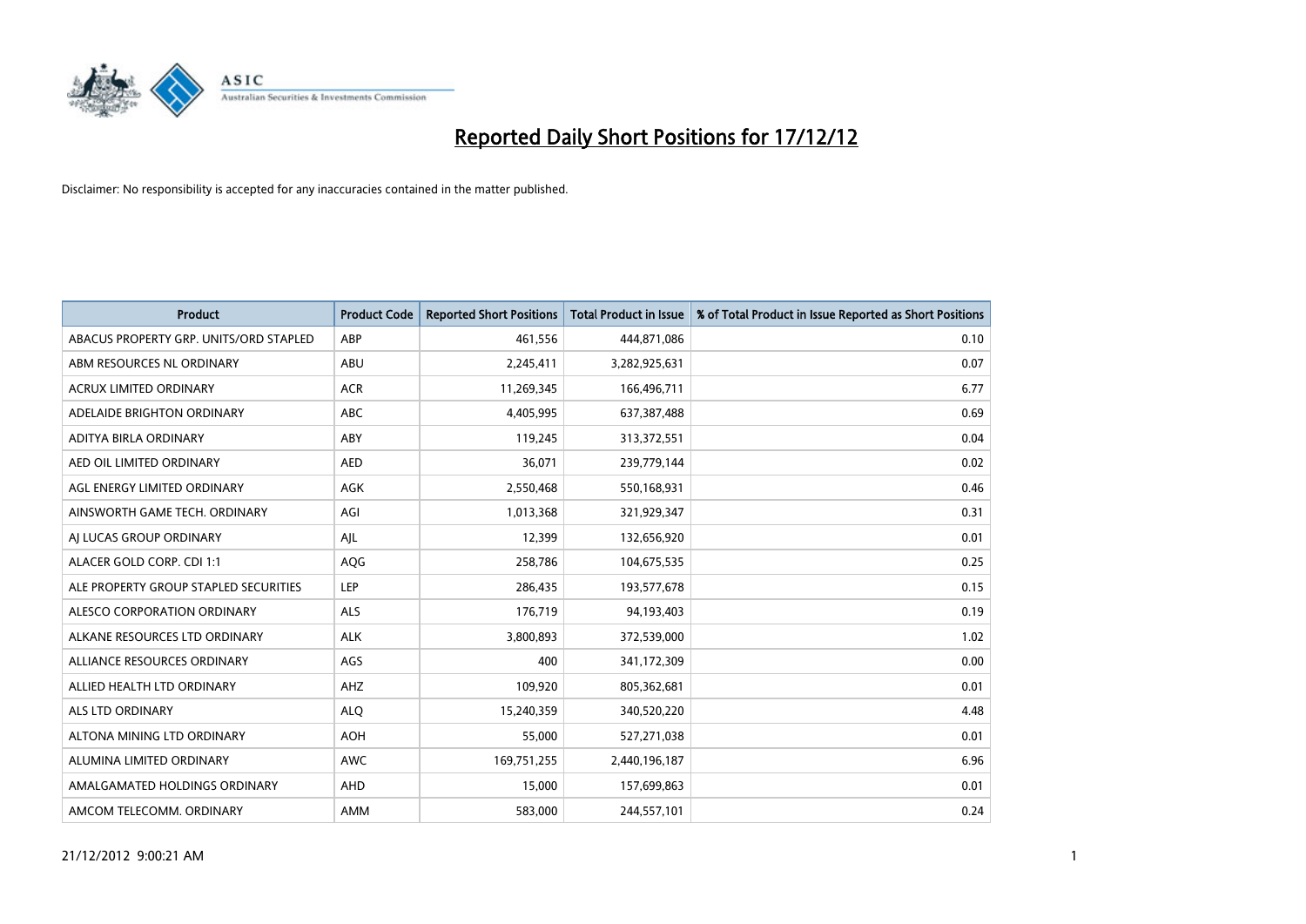# Reported Daily Short Positions for 17/12/12

Disclaimer: No responsibility is accepted for any inaccuracies contained in the matter published.

| Product | Product Code | Reported Short Positions | Total Product in Issue | % of Total Product in Issue Reported as Short Positions |
|---|---|---|---|---|
| ABACUS PROPERTY GRP. UNITS/ORD STAPLED | ABP | 461,556 | 444,871,086 | 0.10 |
| ABM RESOURCES NL ORDINARY | ABU | 2,245,411 | 3,282,925,631 | 0.07 |
| ACRUX LIMITED ORDINARY | ACR | 11,269,345 | 166,496,711 | 6.77 |
| ADELAIDE BRIGHTON ORDINARY | ABC | 4,405,995 | 637,387,488 | 0.69 |
| ADITYA BIRLA ORDINARY | ABY | 119,245 | 313,372,551 | 0.04 |
| AED OIL LIMITED ORDINARY | AED | 36,071 | 239,779,144 | 0.02 |
| AGL ENERGY LIMITED ORDINARY | AGK | 2,550,468 | 550,168,931 | 0.46 |
| AINSWORTH GAME TECH. ORDINARY | AGI | 1,013,368 | 321,929,347 | 0.31 |
| AJ LUCAS GROUP ORDINARY | AJL | 12,399 | 132,656,920 | 0.01 |
| ALACER GOLD CORP. CDI 1:1 | AQG | 258,786 | 104,675,535 | 0.25 |
| ALE PROPERTY GROUP STAPLED SECURITIES | LEP | 286,435 | 193,577,678 | 0.15 |
| ALESCO CORPORATION ORDINARY | ALS | 176,719 | 94,193,403 | 0.19 |
| ALKANE RESOURCES LTD ORDINARY | ALK | 3,800,893 | 372,539,000 | 1.02 |
| ALLIANCE RESOURCES ORDINARY | AGS | 400 | 341,172,309 | 0.00 |
| ALLIED HEALTH LTD ORDINARY | AHZ | 109,920 | 805,362,681 | 0.01 |
| ALS LTD ORDINARY | ALQ | 15,240,359 | 340,520,220 | 4.48 |
| ALTONA MINING LTD ORDINARY | AOH | 55,000 | 527,271,038 | 0.01 |
| ALUMINA LIMITED ORDINARY | AWC | 169,751,255 | 2,440,196,187 | 6.96 |
| AMALGAMATED HOLDINGS ORDINARY | AHD | 15,000 | 157,699,863 | 0.01 |
| AMCOM TELECOMM. ORDINARY | AMM | 583,000 | 244,557,101 | 0.24 |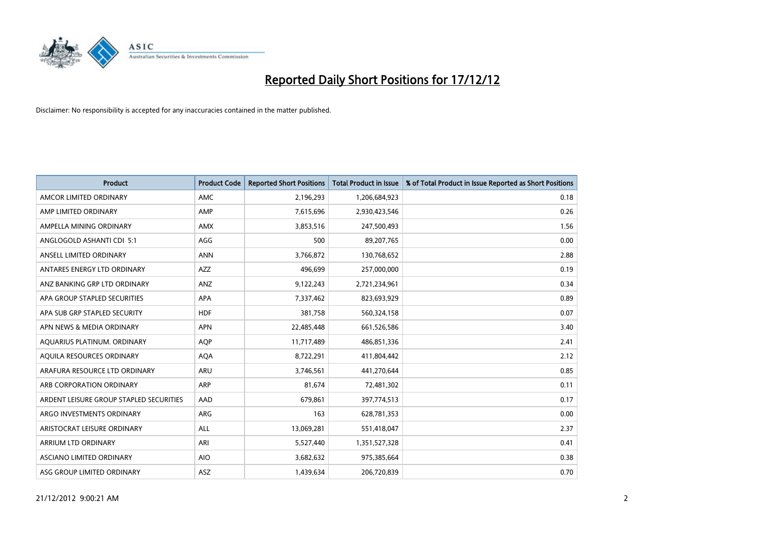# Reported Daily Short Positions for 17/12/12

Disclaimer: No responsibility is accepted for any inaccuracies contained in the matter published.

| Product | Product Code | Reported Short Positions | Total Product in Issue | % of Total Product in Issue Reported as Short Positions |
|---|---|---|---|---|
| AMCOR LIMITED ORDINARY | AMC | 2,196,293 | 1,206,684,923 | 0.18 |
| AMP LIMITED ORDINARY | AMP | 7,615,696 | 2,930,423,546 | 0.26 |
| AMPELLA MINING ORDINARY | AMX | 3,853,516 | 247,500,493 | 1.56 |
| ANGLOGOLD ASHANTI CDI 5:1 | AGG | 500 | 89,207,765 | 0.00 |
| ANSELL LIMITED ORDINARY | ANN | 3,766,872 | 130,768,652 | 2.88 |
| ANTARES ENERGY LTD ORDINARY | AZZ | 496,699 | 257,000,000 | 0.19 |
| ANZ BANKING GRP LTD ORDINARY | ANZ | 9,122,243 | 2,721,234,961 | 0.34 |
| APA GROUP STAPLED SECURITIES | APA | 7,337,462 | 823,693,929 | 0.89 |
| APA SUB GRP STAPLED SECURITY | HDF | 381,758 | 560,324,158 | 0.07 |
| APN NEWS & MEDIA ORDINARY | APN | 22,485,448 | 661,526,586 | 3.40 |
| AQUARIUS PLATINUM. ORDINARY | AQP | 11,717,489 | 486,851,336 | 2.41 |
| AQUILA RESOURCES ORDINARY | AQA | 8,722,291 | 411,804,442 | 2.12 |
| ARAFURA RESOURCE LTD ORDINARY | ARU | 3,746,561 | 441,270,644 | 0.85 |
| ARB CORPORATION ORDINARY | ARP | 81,674 | 72,481,302 | 0.11 |
| ARDENT LEISURE GROUP STAPLED SECURITIES | AAD | 679,861 | 397,774,513 | 0.17 |
| ARGO INVESTMENTS ORDINARY | ARG | 163 | 628,781,353 | 0.00 |
| ARISTOCRAT LEISURE ORDINARY | ALL | 13,069,281 | 551,418,047 | 2.37 |
| ARRIUM LTD ORDINARY | ARI | 5,527,440 | 1,351,527,328 | 0.41 |
| ASCIANO LIMITED ORDINARY | AIO | 3,682,632 | 975,385,664 | 0.38 |
| ASG GROUP LIMITED ORDINARY | ASZ | 1,439,634 | 206,720,839 | 0.70 |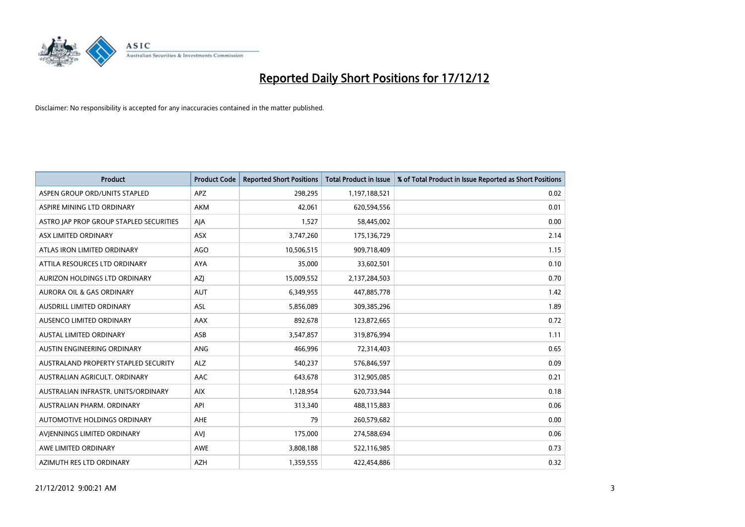# Reported Daily Short Positions for 17/12/12

Disclaimer: No responsibility is accepted for any inaccuracies contained in the matter published.

| Product | Product Code | Reported Short Positions | Total Product in Issue | % of Total Product in Issue Reported as Short Positions |
|---|---|---|---|---|
| ASPEN GROUP ORD/UNITS STAPLED | APZ | 298,295 | 1,197,188,521 | 0.02 |
| ASPIRE MINING LTD ORDINARY | AKM | 42,061 | 620,594,556 | 0.01 |
| ASTRO JAP PROP GROUP STAPLED SECURITIES | AJA | 1,527 | 58,445,002 | 0.00 |
| ASX LIMITED ORDINARY | ASX | 3,747,260 | 175,136,729 | 2.14 |
| ATLAS IRON LIMITED ORDINARY | AGO | 10,506,515 | 909,718,409 | 1.15 |
| ATTILA RESOURCES LTD ORDINARY | AYA | 35,000 | 33,602,501 | 0.10 |
| AURIZON HOLDINGS LTD ORDINARY | AZJ | 15,009,552 | 2,137,284,503 | 0.70 |
| AURORA OIL & GAS ORDINARY | AUT | 6,349,955 | 447,885,778 | 1.42 |
| AUSDRILL LIMITED ORDINARY | ASL | 5,856,089 | 309,385,296 | 1.89 |
| AUSENCO LIMITED ORDINARY | AAX | 892,678 | 123,872,665 | 0.72 |
| AUSTAL LIMITED ORDINARY | ASB | 3,547,857 | 319,876,994 | 1.11 |
| AUSTIN ENGINEERING ORDINARY | ANG | 466,996 | 72,314,403 | 0.65 |
| AUSTRALAND PROPERTY STAPLED SECURITY | ALZ | 540,237 | 576,846,597 | 0.09 |
| AUSTRALIAN AGRICULT. ORDINARY | AAC | 643,678 | 312,905,085 | 0.21 |
| AUSTRALIAN INFRASTR. UNITS/ORDINARY | AIX | 1,128,954 | 620,733,944 | 0.18 |
| AUSTRALIAN PHARM. ORDINARY | API | 313,340 | 488,115,883 | 0.06 |
| AUTOMOTIVE HOLDINGS ORDINARY | AHE | 79 | 260,579,682 | 0.00 |
| AVJENNINGS LIMITED ORDINARY | AVJ | 175,000 | 274,588,694 | 0.06 |
| AWE LIMITED ORDINARY | AWE | 3,808,188 | 522,116,985 | 0.73 |
| AZIMUTH RES LTD ORDINARY | AZH | 1,359,555 | 422,454,886 | 0.32 |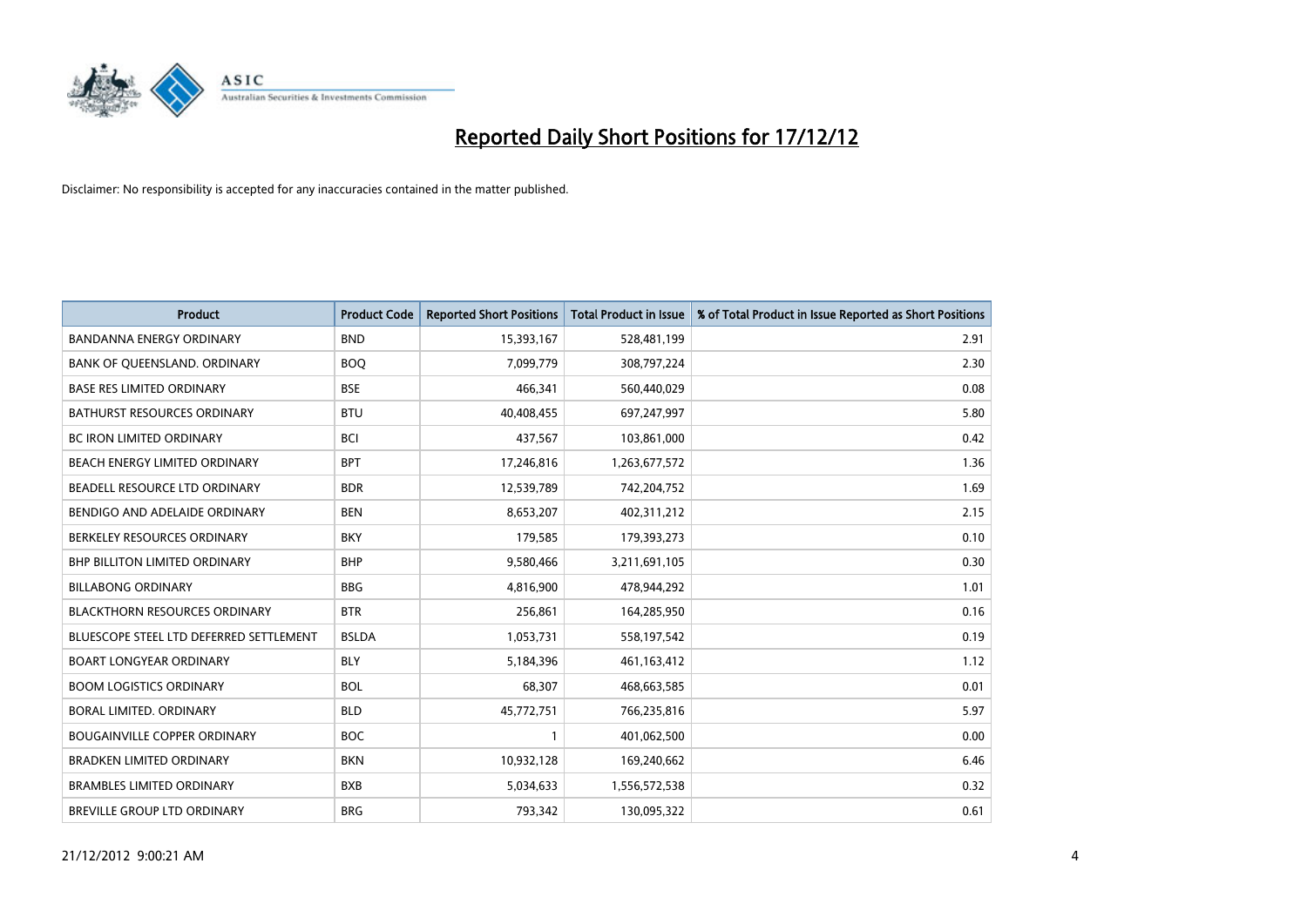# Reported Daily Short Positions for 17/12/12

Disclaimer: No responsibility is accepted for any inaccuracies contained in the matter published.

| Product | Product Code | Reported Short Positions | Total Product in Issue | % of Total Product in Issue Reported as Short Positions |
|---|---|---|---|---|
| BANDANNA ENERGY ORDINARY | BND | 15,393,167 | 528,481,199 | 2.91 |
| BANK OF QUEENSLAND. ORDINARY | BOQ | 7,099,779 | 308,797,224 | 2.30 |
| BASE RES LIMITED ORDINARY | BSE | 466,341 | 560,440,029 | 0.08 |
| BATHURST RESOURCES ORDINARY | BTU | 40,408,455 | 697,247,997 | 5.80 |
| BC IRON LIMITED ORDINARY | BCI | 437,567 | 103,861,000 | 0.42 |
| BEACH ENERGY LIMITED ORDINARY | BPT | 17,246,816 | 1,263,677,572 | 1.36 |
| BEADELL RESOURCE LTD ORDINARY | BDR | 12,539,789 | 742,204,752 | 1.69 |
| BENDIGO AND ADELAIDE ORDINARY | BEN | 8,653,207 | 402,311,212 | 2.15 |
| BERKELEY RESOURCES ORDINARY | BKY | 179,585 | 179,393,273 | 0.10 |
| BHP BILLITON LIMITED ORDINARY | BHP | 9,580,466 | 3,211,691,105 | 0.30 |
| BILLABONG ORDINARY | BBG | 4,816,900 | 478,944,292 | 1.01 |
| BLACKTHORN RESOURCES ORDINARY | BTR | 256,861 | 164,285,950 | 0.16 |
| BLUESCOPE STEEL LTD DEFERRED SETTLEMENT | BSLDA | 1,053,731 | 558,197,542 | 0.19 |
| BOART LONGYEAR ORDINARY | BLY | 5,184,396 | 461,163,412 | 1.12 |
| BOOM LOGISTICS ORDINARY | BOL | 68,307 | 468,663,585 | 0.01 |
| BORAL LIMITED. ORDINARY | BLD | 45,772,751 | 766,235,816 | 5.97 |
| BOUGAINVILLE COPPER ORDINARY | BOC | 1 | 401,062,500 | 0.00 |
| BRADKEN LIMITED ORDINARY | BKN | 10,932,128 | 169,240,662 | 6.46 |
| BRAMBLES LIMITED ORDINARY | BXB | 5,034,633 | 1,556,572,538 | 0.32 |
| BREVILLE GROUP LTD ORDINARY | BRG | 793,342 | 130,095,322 | 0.61 |

21/12/2012 9:00:21 AM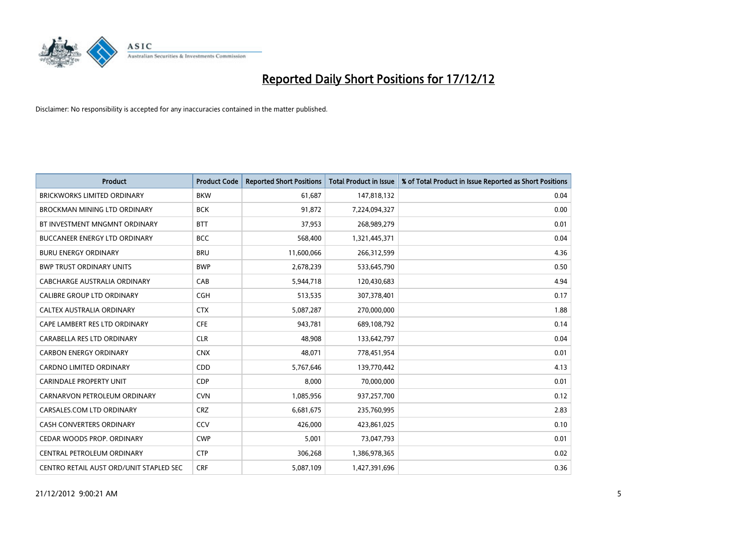# Reported Daily Short Positions for 17/12/12

Disclaimer: No responsibility is accepted for any inaccuracies contained in the matter published.

| Product | Product Code | Reported Short Positions | Total Product in Issue | % of Total Product in Issue Reported as Short Positions |
|---|---|---|---|---|
| BRICKWORKS LIMITED ORDINARY | BKW | 61,687 | 147,818,132 | 0.04 |
| BROCKMAN MINING LTD ORDINARY | BCK | 91,872 | 7,224,094,327 | 0.00 |
| BT INVESTMENT MNGMNT ORDINARY | BTT | 37,953 | 268,989,279 | 0.01 |
| BUCCANEER ENERGY LTD ORDINARY | BCC | 568,400 | 1,321,445,371 | 0.04 |
| BURU ENERGY ORDINARY | BRU | 11,600,066 | 266,312,599 | 4.36 |
| BWP TRUST ORDINARY UNITS | BWP | 2,678,239 | 533,645,790 | 0.50 |
| CABCHARGE AUSTRALIA ORDINARY | CAB | 5,944,718 | 120,430,683 | 4.94 |
| CALIBRE GROUP LTD ORDINARY | CGH | 513,535 | 307,378,401 | 0.17 |
| CALTEX AUSTRALIA ORDINARY | CTX | 5,087,287 | 270,000,000 | 1.88 |
| CAPE LAMBERT RES LTD ORDINARY | CFE | 943,781 | 689,108,792 | 0.14 |
| CARABELLA RES LTD ORDINARY | CLR | 48,908 | 133,642,797 | 0.04 |
| CARBON ENERGY ORDINARY | CNX | 48,071 | 778,451,954 | 0.01 |
| CARDNO LIMITED ORDINARY | CDD | 5,767,646 | 139,770,442 | 4.13 |
| CARINDALE PROPERTY UNIT | CDP | 8,000 | 70,000,000 | 0.01 |
| CARNARVON PETROLEUM ORDINARY | CVN | 1,085,956 | 937,257,700 | 0.12 |
| CARSALES.COM LTD ORDINARY | CRZ | 6,681,675 | 235,760,995 | 2.83 |
| CASH CONVERTERS ORDINARY | CCV | 426,000 | 423,861,025 | 0.10 |
| CEDAR WOODS PROP. ORDINARY | CWP | 5,001 | 73,047,793 | 0.01 |
| CENTRAL PETROLEUM ORDINARY | CTP | 306,268 | 1,386,978,365 | 0.02 |
| CENTRO RETAIL AUST ORD/UNIT STAPLED SEC | CRF | 5,087,109 | 1,427,391,696 | 0.36 |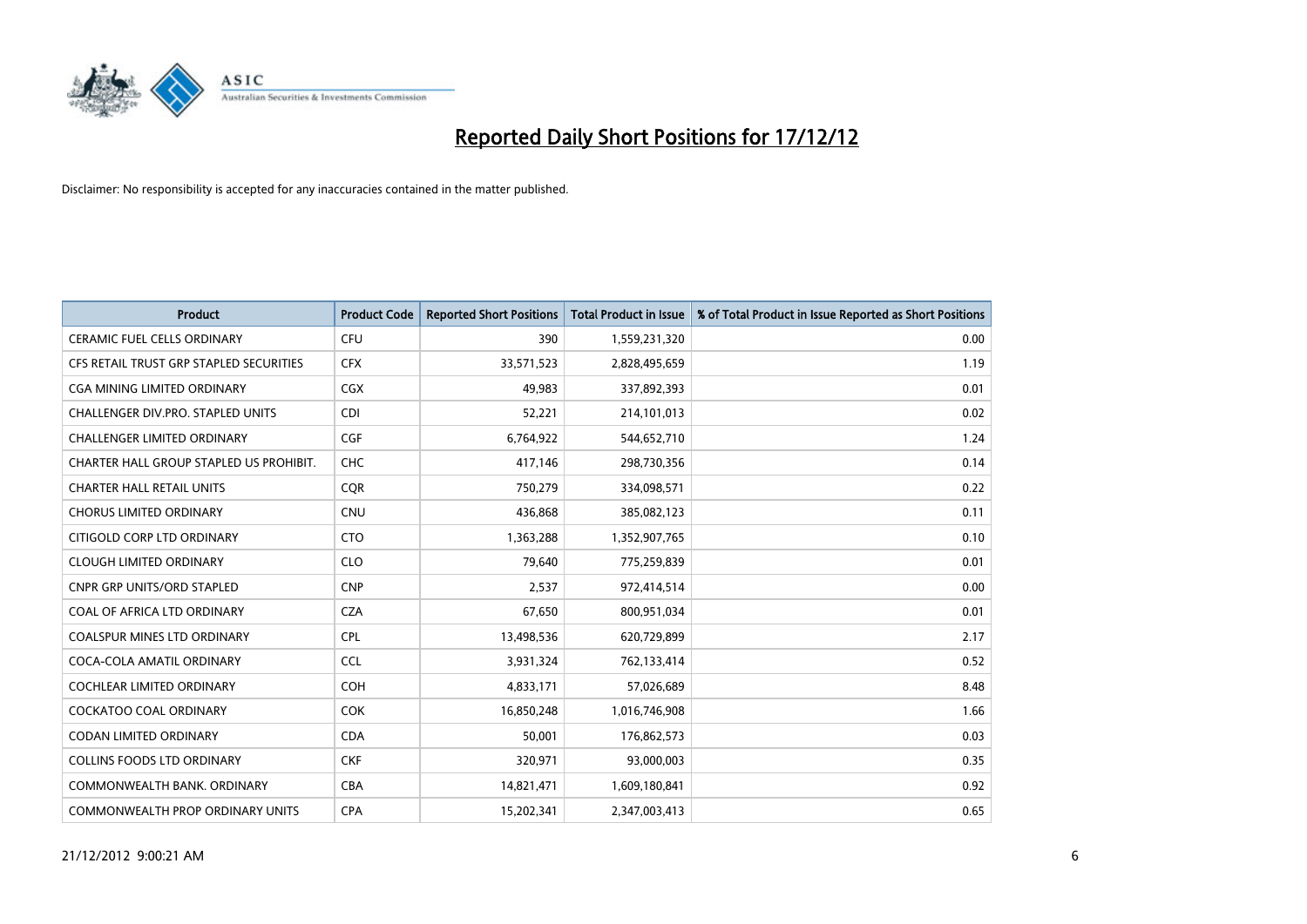# Reported Daily Short Positions for 17/12/12

Disclaimer: No responsibility is accepted for any inaccuracies contained in the matter published.

| Product | Product Code | Reported Short Positions | Total Product in Issue | % of Total Product in Issue Reported as Short Positions |
|---|---|---|---|---|
| CERAMIC FUEL CELLS ORDINARY | CFU | 390 | 1,559,231,320 | 0.00 |
| CFS RETAIL TRUST GRP STAPLED SECURITIES | CFX | 33,571,523 | 2,828,495,659 | 1.19 |
| CGA MINING LIMITED ORDINARY | CGX | 49,983 | 337,892,393 | 0.01 |
| CHALLENGER DIV.PRO. STAPLED UNITS | CDI | 52,221 | 214,101,013 | 0.02 |
| CHALLENGER LIMITED ORDINARY | CGF | 6,764,922 | 544,652,710 | 1.24 |
| CHARTER HALL GROUP STAPLED US PROHIBIT. | CHC | 417,146 | 298,730,356 | 0.14 |
| CHARTER HALL RETAIL UNITS | CQR | 750,279 | 334,098,571 | 0.22 |
| CHORUS LIMITED ORDINARY | CNU | 436,868 | 385,082,123 | 0.11 |
| CITIGOLD CORP LTD ORDINARY | CTO | 1,363,288 | 1,352,907,765 | 0.10 |
| CLOUGH LIMITED ORDINARY | CLO | 79,640 | 775,259,839 | 0.01 |
| CNPR GRP UNITS/ORD STAPLED | CNP | 2,537 | 972,414,514 | 0.00 |
| COAL OF AFRICA LTD ORDINARY | CZA | 67,650 | 800,951,034 | 0.01 |
| COALSPUR MINES LTD ORDINARY | CPL | 13,498,536 | 620,729,899 | 2.17 |
| COCA-COLA AMATIL ORDINARY | CCL | 3,931,324 | 762,133,414 | 0.52 |
| COCHLEAR LIMITED ORDINARY | COH | 4,833,171 | 57,026,689 | 8.48 |
| COCKATOO COAL ORDINARY | COK | 16,850,248 | 1,016,746,908 | 1.66 |
| CODAN LIMITED ORDINARY | CDA | 50,001 | 176,862,573 | 0.03 |
| COLLINS FOODS LTD ORDINARY | CKF | 320,971 | 93,000,003 | 0.35 |
| COMMONWEALTH BANK. ORDINARY | CBA | 14,821,471 | 1,609,180,841 | 0.92 |
| COMMONWEALTH PROP ORDINARY UNITS | CPA | 15,202,341 | 2,347,003,413 | 0.65 |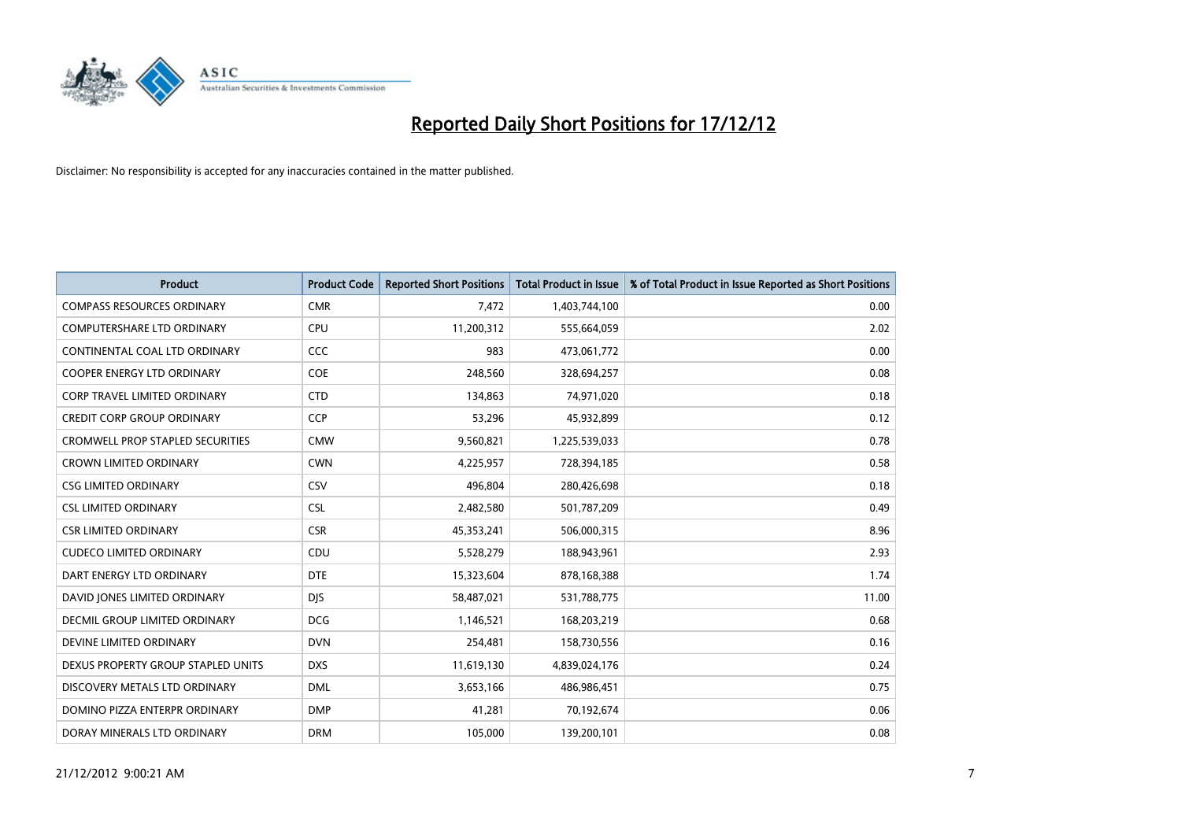# Reported Daily Short Positions for 17/12/12

Disclaimer: No responsibility is accepted for any inaccuracies contained in the matter published.

| Product | Product Code | Reported Short Positions | Total Product in Issue | % of Total Product in Issue Reported as Short Positions |
|---|---|---|---|---|
| COMPASS RESOURCES ORDINARY | CMR | 7,472 | 1,403,744,100 | 0.00 |
| COMPUTERSHARE LTD ORDINARY | CPU | 11,200,312 | 555,664,059 | 2.02 |
| CONTINENTAL COAL LTD ORDINARY | CCC | 983 | 473,061,772 | 0.00 |
| COOPER ENERGY LTD ORDINARY | COE | 248,560 | 328,694,257 | 0.08 |
| CORP TRAVEL LIMITED ORDINARY | CTD | 134,863 | 74,971,020 | 0.18 |
| CREDIT CORP GROUP ORDINARY | CCP | 53,296 | 45,932,899 | 0.12 |
| CROMWELL PROP STAPLED SECURITIES | CMW | 9,560,821 | 1,225,539,033 | 0.78 |
| CROWN LIMITED ORDINARY | CWN | 4,225,957 | 728,394,185 | 0.58 |
| CSG LIMITED ORDINARY | CSV | 496,804 | 280,426,698 | 0.18 |
| CSL LIMITED ORDINARY | CSL | 2,482,580 | 501,787,209 | 0.49 |
| CSR LIMITED ORDINARY | CSR | 45,353,241 | 506,000,315 | 8.96 |
| CUDECO LIMITED ORDINARY | CDU | 5,528,279 | 188,943,961 | 2.93 |
| DART ENERGY LTD ORDINARY | DTE | 15,323,604 | 878,168,388 | 1.74 |
| DAVID JONES LIMITED ORDINARY | DJS | 58,487,021 | 531,788,775 | 11.00 |
| DECMIL GROUP LIMITED ORDINARY | DCG | 1,146,521 | 168,203,219 | 0.68 |
| DEVINE LIMITED ORDINARY | DVN | 254,481 | 158,730,556 | 0.16 |
| DEXUS PROPERTY GROUP STAPLED UNITS | DXS | 11,619,130 | 4,839,024,176 | 0.24 |
| DISCOVERY METALS LTD ORDINARY | DML | 3,653,166 | 486,986,451 | 0.75 |
| DOMINO PIZZA ENTERPR ORDINARY | DMP | 41,281 | 70,192,674 | 0.06 |
| DORAY MINERALS LTD ORDINARY | DRM | 105,000 | 139,200,101 | 0.08 |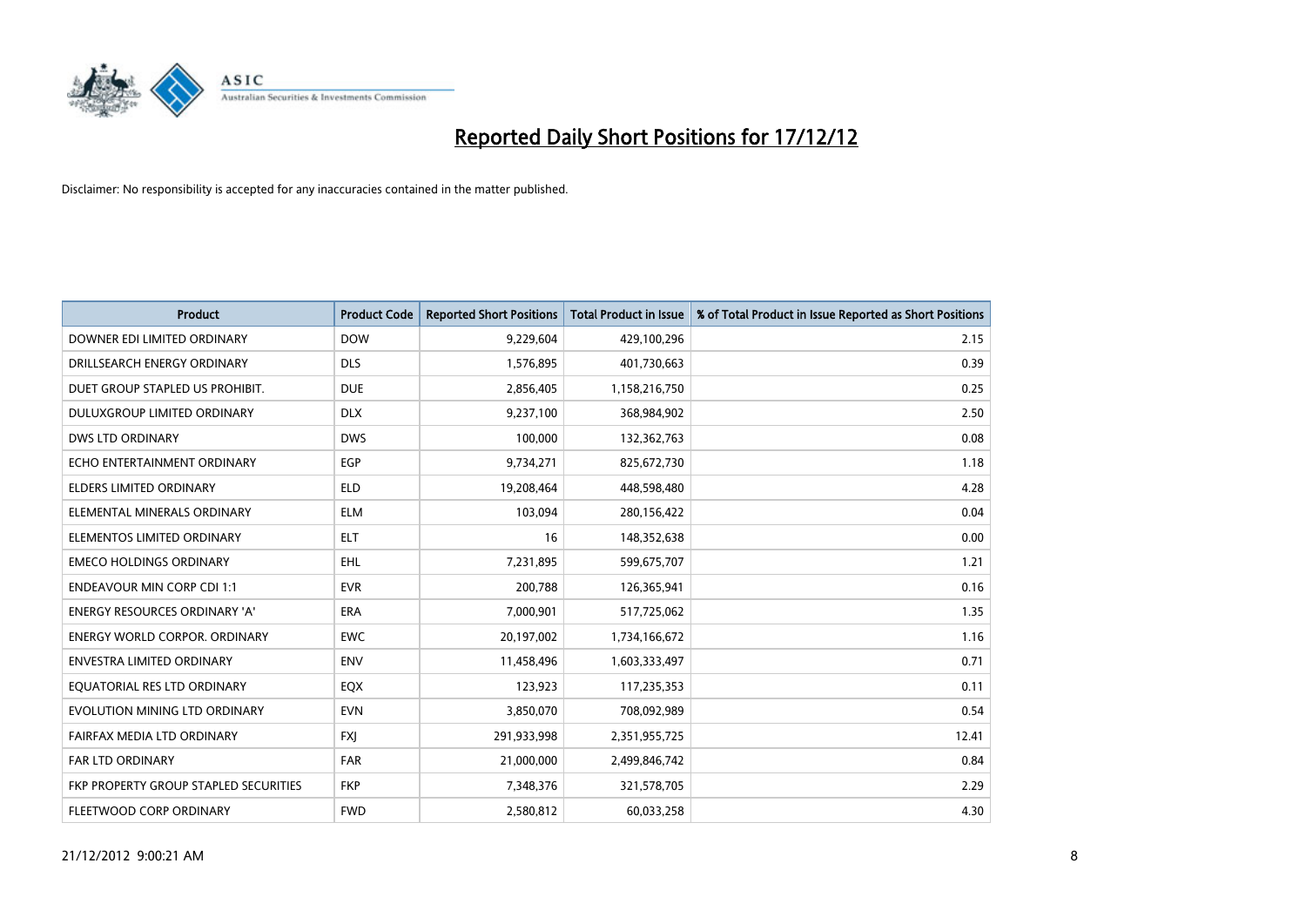# Reported Daily Short Positions for 17/12/12

Disclaimer: No responsibility is accepted for any inaccuracies contained in the matter published.

| Product | Product Code | Reported Short Positions | Total Product in Issue | % of Total Product in Issue Reported as Short Positions |
|---|---|---|---|---|
| DOWNER EDI LIMITED ORDINARY | DOW | 9,229,604 | 429,100,296 | 2.15 |
| DRILLSEARCH ENERGY ORDINARY | DLS | 1,576,895 | 401,730,663 | 0.39 |
| DUET GROUP STAPLED US PROHIBIT. | DUE | 2,856,405 | 1,158,216,750 | 0.25 |
| DULUXGROUP LIMITED ORDINARY | DLX | 9,237,100 | 368,984,902 | 2.50 |
| DWS LTD ORDINARY | DWS | 100,000 | 132,362,763 | 0.08 |
| ECHO ENTERTAINMENT ORDINARY | EGP | 9,734,271 | 825,672,730 | 1.18 |
| ELDERS LIMITED ORDINARY | ELD | 19,208,464 | 448,598,480 | 4.28 |
| ELEMENTAL MINERALS ORDINARY | ELM | 103,094 | 280,156,422 | 0.04 |
| ELEMENTOS LIMITED ORDINARY | ELT | 16 | 148,352,638 | 0.00 |
| EMECO HOLDINGS ORDINARY | EHL | 7,231,895 | 599,675,707 | 1.21 |
| ENDEAVOUR MIN CORP CDI 1:1 | EVR | 200,788 | 126,365,941 | 0.16 |
| ENERGY RESOURCES ORDINARY 'A' | ERA | 7,000,901 | 517,725,062 | 1.35 |
| ENERGY WORLD CORPOR. ORDINARY | EWC | 20,197,002 | 1,734,166,672 | 1.16 |
| ENVESTRA LIMITED ORDINARY | ENV | 11,458,496 | 1,603,333,497 | 0.71 |
| EQUATORIAL RES LTD ORDINARY | EQX | 123,923 | 117,235,353 | 0.11 |
| EVOLUTION MINING LTD ORDINARY | EVN | 3,850,070 | 708,092,989 | 0.54 |
| FAIRFAX MEDIA LTD ORDINARY | FXJ | 291,933,998 | 2,351,955,725 | 12.41 |
| FAR LTD ORDINARY | FAR | 21,000,000 | 2,499,846,742 | 0.84 |
| FKP PROPERTY GROUP STAPLED SECURITIES | FKP | 7,348,376 | 321,578,705 | 2.29 |
| FLEETWOOD CORP ORDINARY | FWD | 2,580,812 | 60,033,258 | 4.30 |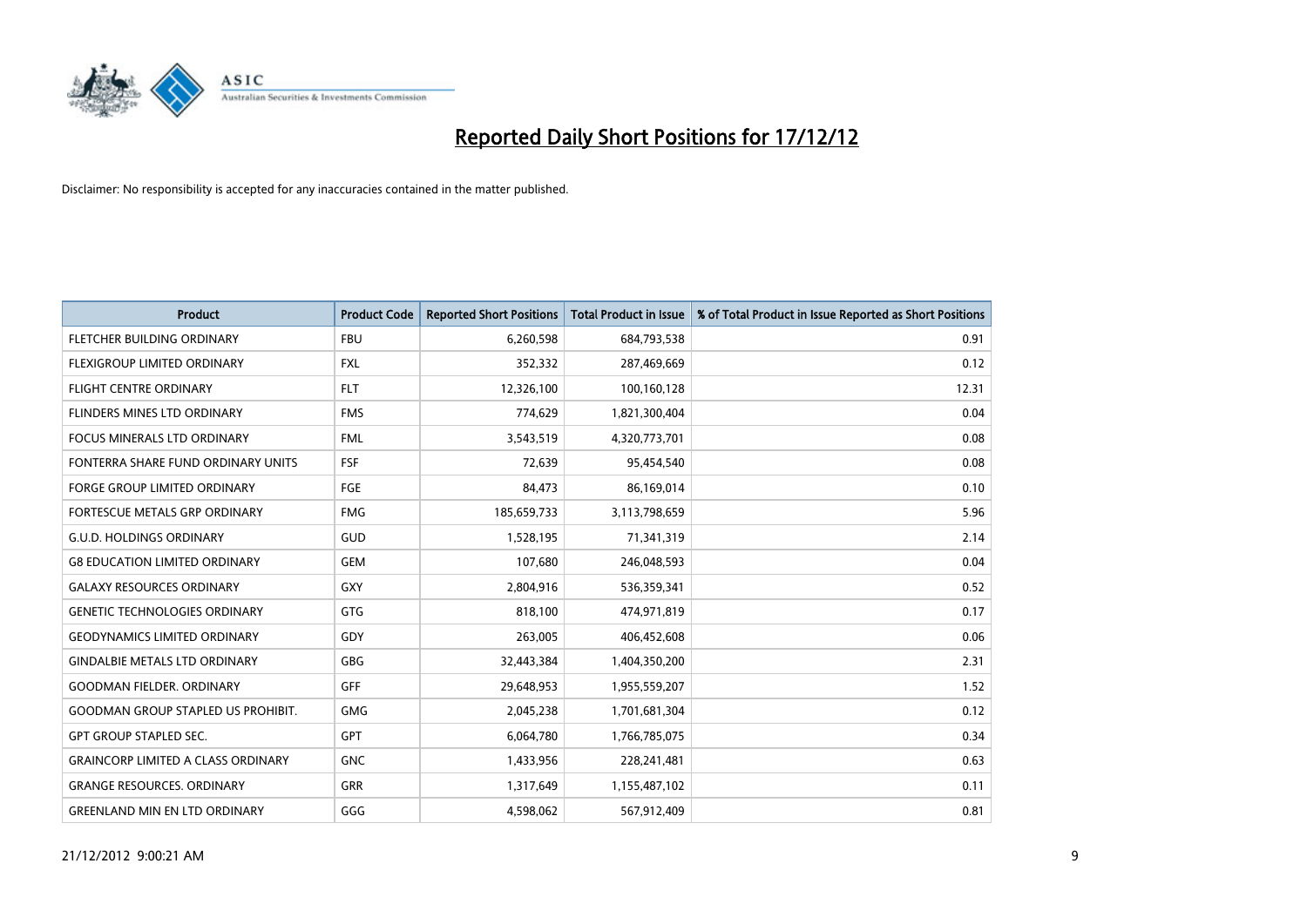# Reported Daily Short Positions for 17/12/12

Disclaimer: No responsibility is accepted for any inaccuracies contained in the matter published.

| Product | Product Code | Reported Short Positions | Total Product in Issue | % of Total Product in Issue Reported as Short Positions |
|---|---|---|---|---|
| FLETCHER BUILDING ORDINARY | FBU | 6,260,598 | 684,793,538 | 0.91 |
| FLEXIGROUP LIMITED ORDINARY | FXL | 352,332 | 287,469,669 | 0.12 |
| FLIGHT CENTRE ORDINARY | FLT | 12,326,100 | 100,160,128 | 12.31 |
| FLINDERS MINES LTD ORDINARY | FMS | 774,629 | 1,821,300,404 | 0.04 |
| FOCUS MINERALS LTD ORDINARY | FML | 3,543,519 | 4,320,773,701 | 0.08 |
| FONTERRA SHARE FUND ORDINARY UNITS | FSF | 72,639 | 95,454,540 | 0.08 |
| FORGE GROUP LIMITED ORDINARY | FGE | 84,473 | 86,169,014 | 0.10 |
| FORTESCUE METALS GRP ORDINARY | FMG | 185,659,733 | 3,113,798,659 | 5.96 |
| G.U.D. HOLDINGS ORDINARY | GUD | 1,528,195 | 71,341,319 | 2.14 |
| G8 EDUCATION LIMITED ORDINARY | GEM | 107,680 | 246,048,593 | 0.04 |
| GALAXY RESOURCES ORDINARY | GXY | 2,804,916 | 536,359,341 | 0.52 |
| GENETIC TECHNOLOGIES ORDINARY | GTG | 818,100 | 474,971,819 | 0.17 |
| GEODYNAMICS LIMITED ORDINARY | GDY | 263,005 | 406,452,608 | 0.06 |
| GINDALBIE METALS LTD ORDINARY | GBG | 32,443,384 | 1,404,350,200 | 2.31 |
| GOODMAN FIELDER. ORDINARY | GFF | 29,648,953 | 1,955,559,207 | 1.52 |
| GOODMAN GROUP STAPLED US PROHIBIT. | GMG | 2,045,238 | 1,701,681,304 | 0.12 |
| GPT GROUP STAPLED SEC. | GPT | 6,064,780 | 1,766,785,075 | 0.34 |
| GRAINCORP LIMITED A CLASS ORDINARY | GNC | 1,433,956 | 228,241,481 | 0.63 |
| GRANGE RESOURCES. ORDINARY | GRR | 1,317,649 | 1,155,487,102 | 0.11 |
| GREENLAND MIN EN LTD ORDINARY | GGG | 4,598,062 | 567,912,409 | 0.81 |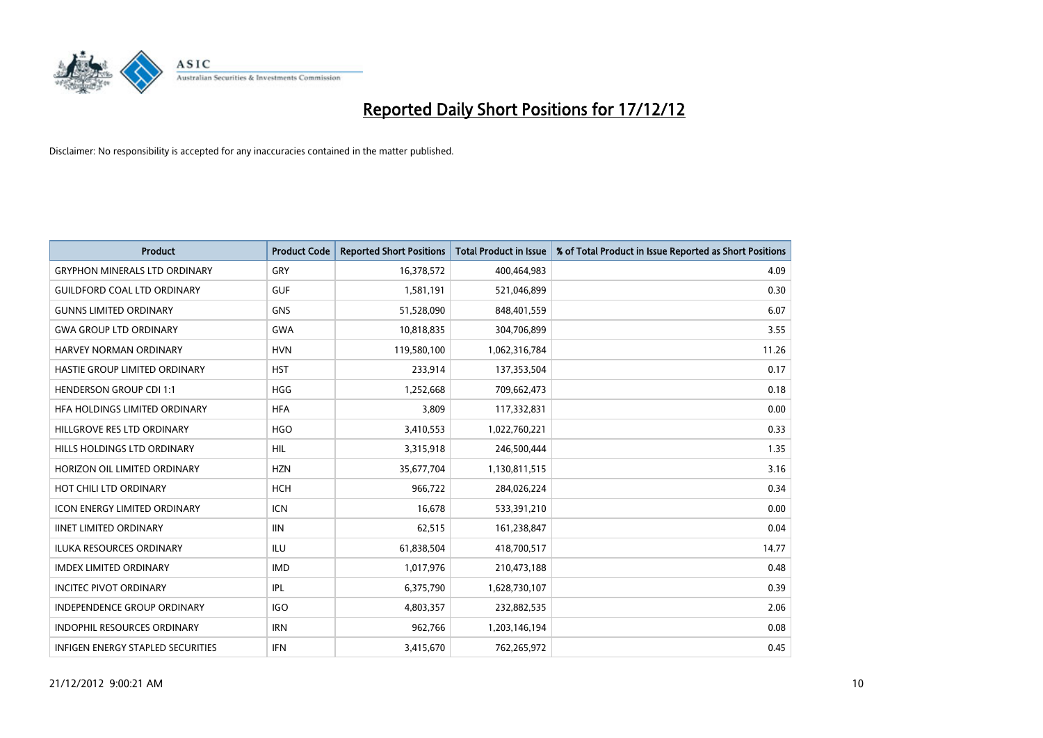# Reported Daily Short Positions for 17/12/12

Disclaimer: No responsibility is accepted for any inaccuracies contained in the matter published.

| Product | Product Code | Reported Short Positions | Total Product in Issue | % of Total Product in Issue Reported as Short Positions |
|---|---|---|---|---|
| GRYPHON MINERALS LTD ORDINARY | GRY | 16,378,572 | 400,464,983 | 4.09 |
| GUILDFORD COAL LTD ORDINARY | GUF | 1,581,191 | 521,046,899 | 0.30 |
| GUNNS LIMITED ORDINARY | GNS | 51,528,090 | 848,401,559 | 6.07 |
| GWA GROUP LTD ORDINARY | GWA | 10,818,835 | 304,706,899 | 3.55 |
| HARVEY NORMAN ORDINARY | HVN | 119,580,100 | 1,062,316,784 | 11.26 |
| HASTIE GROUP LIMITED ORDINARY | HST | 233,914 | 137,353,504 | 0.17 |
| HENDERSON GROUP CDI 1:1 | HGG | 1,252,668 | 709,662,473 | 0.18 |
| HFA HOLDINGS LIMITED ORDINARY | HFA | 3,809 | 117,332,831 | 0.00 |
| HILLGROVE RES LTD ORDINARY | HGO | 3,410,553 | 1,022,760,221 | 0.33 |
| HILLS HOLDINGS LTD ORDINARY | HIL | 3,315,918 | 246,500,444 | 1.35 |
| HORIZON OIL LIMITED ORDINARY | HZN | 35,677,704 | 1,130,811,515 | 3.16 |
| HOT CHILI LTD ORDINARY | HCH | 966,722 | 284,026,224 | 0.34 |
| ICON ENERGY LIMITED ORDINARY | ICN | 16,678 | 533,391,210 | 0.00 |
| IINET LIMITED ORDINARY | IIN | 62,515 | 161,238,847 | 0.04 |
| ILUKA RESOURCES ORDINARY | ILU | 61,838,504 | 418,700,517 | 14.77 |
| IMDEX LIMITED ORDINARY | IMD | 1,017,976 | 210,473,188 | 0.48 |
| INCITEC PIVOT ORDINARY | IPL | 6,375,790 | 1,628,730,107 | 0.39 |
| INDEPENDENCE GROUP ORDINARY | IGO | 4,803,357 | 232,882,535 | 2.06 |
| INDOPHIL RESOURCES ORDINARY | IRN | 962,766 | 1,203,146,194 | 0.08 |
| INFIGEN ENERGY STAPLED SECURITIES | IFN | 3,415,670 | 762,265,972 | 0.45 |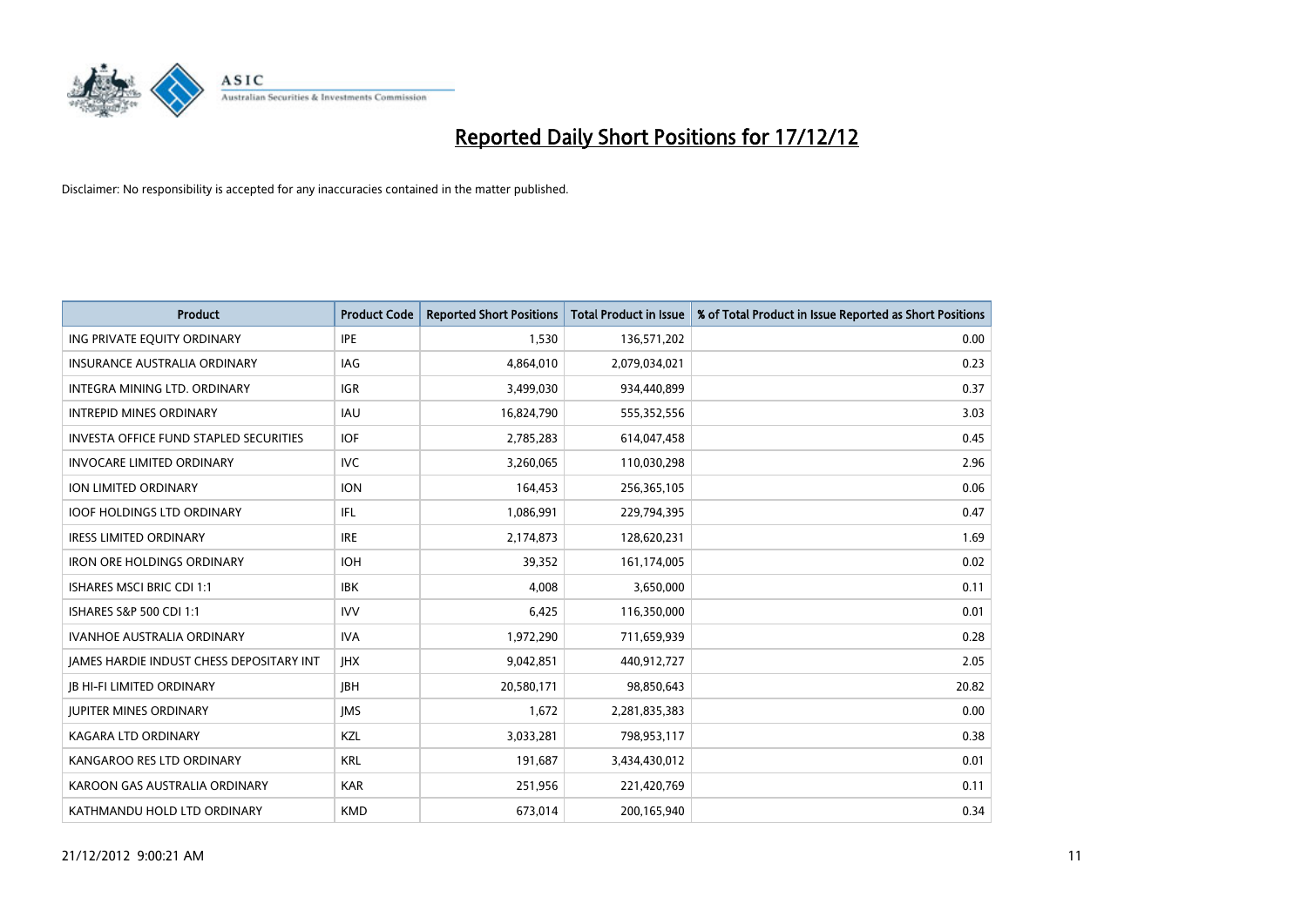# Reported Daily Short Positions for 17/12/12

Disclaimer: No responsibility is accepted for any inaccuracies contained in the matter published.

| Product | Product Code | Reported Short Positions | Total Product in Issue | % of Total Product in Issue Reported as Short Positions |
|---|---|---|---|---|
| ING PRIVATE EQUITY ORDINARY | IPE | 1,530 | 136,571,202 | 0.00 |
| INSURANCE AUSTRALIA ORDINARY | IAG | 4,864,010 | 2,079,034,021 | 0.23 |
| INTEGRA MINING LTD. ORDINARY | IGR | 3,499,030 | 934,440,899 | 0.37 |
| INTREPID MINES ORDINARY | IAU | 16,824,790 | 555,352,556 | 3.03 |
| INVESTA OFFICE FUND STAPLED SECURITIES | IOF | 2,785,283 | 614,047,458 | 0.45 |
| INVOCARE LIMITED ORDINARY | IVC | 3,260,065 | 110,030,298 | 2.96 |
| ION LIMITED ORDINARY | ION | 164,453 | 256,365,105 | 0.06 |
| IOOF HOLDINGS LTD ORDINARY | IFL | 1,086,991 | 229,794,395 | 0.47 |
| IRESS LIMITED ORDINARY | IRE | 2,174,873 | 128,620,231 | 1.69 |
| IRON ORE HOLDINGS ORDINARY | IOH | 39,352 | 161,174,005 | 0.02 |
| ISHARES MSCI BRIC CDI 1:1 | IBK | 4,008 | 3,650,000 | 0.11 |
| ISHARES S&P 500 CDI 1:1 | IVV | 6,425 | 116,350,000 | 0.01 |
| IVANHOE AUSTRALIA ORDINARY | IVA | 1,972,290 | 711,659,939 | 0.28 |
| JAMES HARDIE INDUST CHESS DEPOSITARY INT | JHX | 9,042,851 | 440,912,727 | 2.05 |
| JB HI-FI LIMITED ORDINARY | JBH | 20,580,171 | 98,850,643 | 20.82 |
| JUPITER MINES ORDINARY | JMS | 1,672 | 2,281,835,383 | 0.00 |
| KAGARA LTD ORDINARY | KZL | 3,033,281 | 798,953,117 | 0.38 |
| KANGAROO RES LTD ORDINARY | KRL | 191,687 | 3,434,430,012 | 0.01 |
| KAROON GAS AUSTRALIA ORDINARY | KAR | 251,956 | 221,420,769 | 0.11 |
| KATHMANDU HOLD LTD ORDINARY | KMD | 673,014 | 200,165,940 | 0.34 |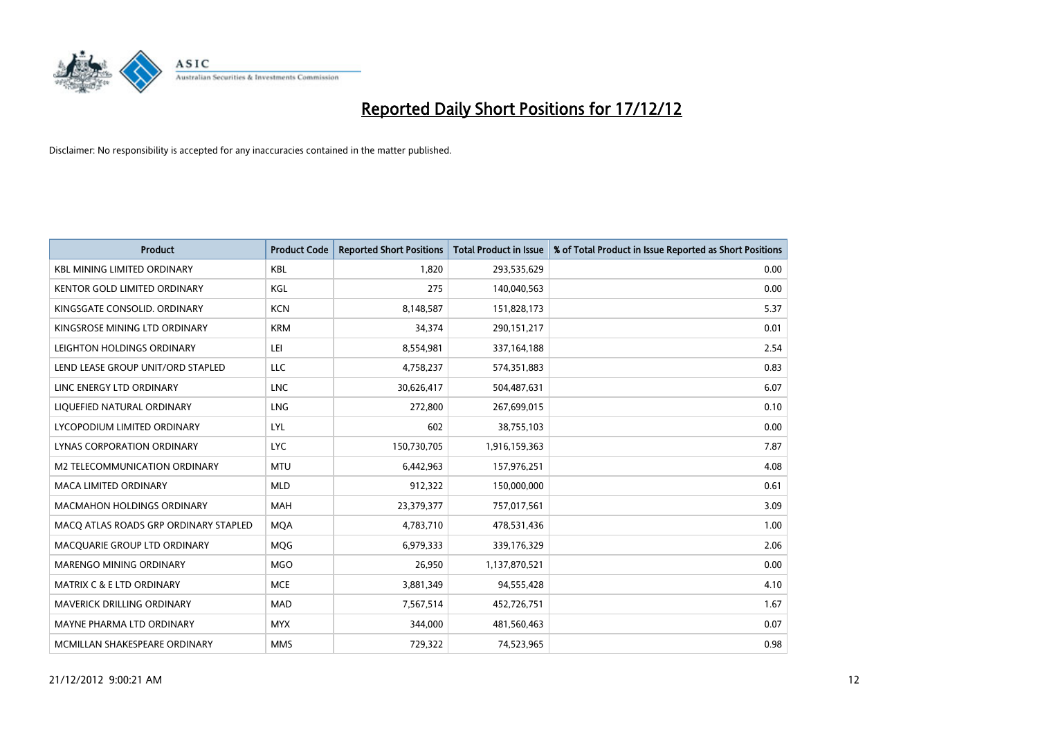# Reported Daily Short Positions for 17/12/12

Disclaimer: No responsibility is accepted for any inaccuracies contained in the matter published.

| Product | Product Code | Reported Short Positions | Total Product in Issue | % of Total Product in Issue Reported as Short Positions |
|---|---|---|---|---|
| KBL MINING LIMITED ORDINARY | KBL | 1,820 | 293,535,629 | 0.00 |
| KENTOR GOLD LIMITED ORDINARY | KGL | 275 | 140,040,563 | 0.00 |
| KINGSGATE CONSOLID. ORDINARY | KCN | 8,148,587 | 151,828,173 | 5.37 |
| KINGSROSE MINING LTD ORDINARY | KRM | 34,374 | 290,151,217 | 0.01 |
| LEIGHTON HOLDINGS ORDINARY | LEI | 8,554,981 | 337,164,188 | 2.54 |
| LEND LEASE GROUP UNIT/ORD STAPLED | LLC | 4,758,237 | 574,351,883 | 0.83 |
| LINC ENERGY LTD ORDINARY | LNC | 30,626,417 | 504,487,631 | 6.07 |
| LIQUEFIED NATURAL ORDINARY | LNG | 272,800 | 267,699,015 | 0.10 |
| LYCOPODIUM LIMITED ORDINARY | LYL | 602 | 38,755,103 | 0.00 |
| LYNAS CORPORATION ORDINARY | LYC | 150,730,705 | 1,916,159,363 | 7.87 |
| M2 TELECOMMUNICATION ORDINARY | MTU | 6,442,963 | 157,976,251 | 4.08 |
| MACA LIMITED ORDINARY | MLD | 912,322 | 150,000,000 | 0.61 |
| MACMAHON HOLDINGS ORDINARY | MAH | 23,379,377 | 757,017,561 | 3.09 |
| MACQ ATLAS ROADS GRP ORDINARY STAPLED | MQA | 4,783,710 | 478,531,436 | 1.00 |
| MACQUARIE GROUP LTD ORDINARY | MQG | 6,979,333 | 339,176,329 | 2.06 |
| MARENGO MINING ORDINARY | MGO | 26,950 | 1,137,870,521 | 0.00 |
| MATRIX C & E LTD ORDINARY | MCE | 3,881,349 | 94,555,428 | 4.10 |
| MAVERICK DRILLING ORDINARY | MAD | 7,567,514 | 452,726,751 | 1.67 |
| MAYNE PHARMA LTD ORDINARY | MYX | 344,000 | 481,560,463 | 0.07 |
| MCMILLAN SHAKESPEARE ORDINARY | MMS | 729,322 | 74,523,965 | 0.98 |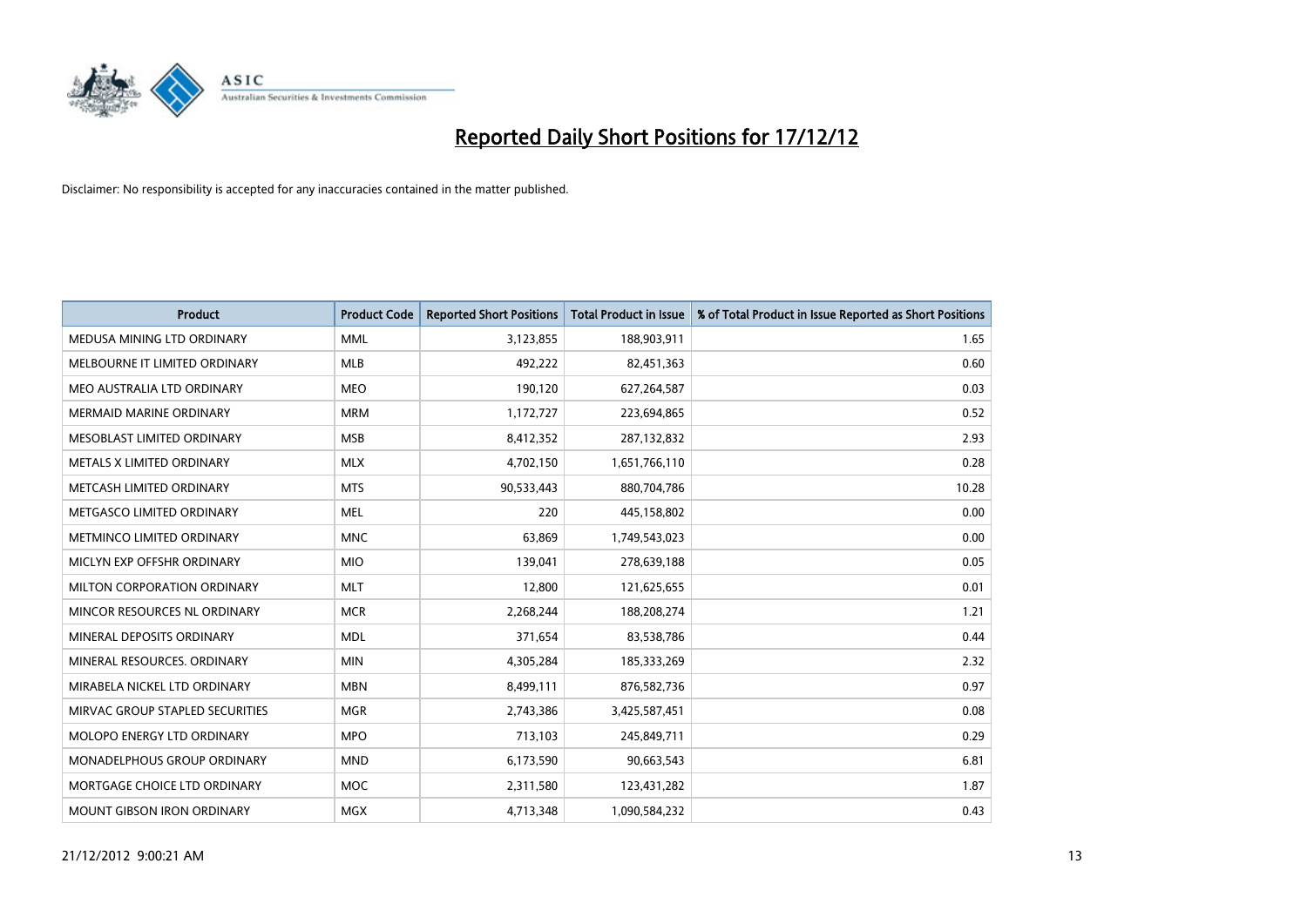# Reported Daily Short Positions for 17/12/12

Disclaimer: No responsibility is accepted for any inaccuracies contained in the matter published.

| Product | Product Code | Reported Short Positions | Total Product in Issue | % of Total Product in Issue Reported as Short Positions |
|---|---|---|---|---|
| MEDUSA MINING LTD ORDINARY | MML | 3,123,855 | 188,903,911 | 1.65 |
| MELBOURNE IT LIMITED ORDINARY | MLB | 492,222 | 82,451,363 | 0.60 |
| MEO AUSTRALIA LTD ORDINARY | MEO | 190,120 | 627,264,587 | 0.03 |
| MERMAID MARINE ORDINARY | MRM | 1,172,727 | 223,694,865 | 0.52 |
| MESOBLAST LIMITED ORDINARY | MSB | 8,412,352 | 287,132,832 | 2.93 |
| METALS X LIMITED ORDINARY | MLX | 4,702,150 | 1,651,766,110 | 0.28 |
| METCASH LIMITED ORDINARY | MTS | 90,533,443 | 880,704,786 | 10.28 |
| METGASCO LIMITED ORDINARY | MEL | 220 | 445,158,802 | 0.00 |
| METMINCO LIMITED ORDINARY | MNC | 63,869 | 1,749,543,023 | 0.00 |
| MICLYN EXP OFFSHR ORDINARY | MIO | 139,041 | 278,639,188 | 0.05 |
| MILTON CORPORATION ORDINARY | MLT | 12,800 | 121,625,655 | 0.01 |
| MINCOR RESOURCES NL ORDINARY | MCR | 2,268,244 | 188,208,274 | 1.21 |
| MINERAL DEPOSITS ORDINARY | MDL | 371,654 | 83,538,786 | 0.44 |
| MINERAL RESOURCES. ORDINARY | MIN | 4,305,284 | 185,333,269 | 2.32 |
| MIRABELA NICKEL LTD ORDINARY | MBN | 8,499,111 | 876,582,736 | 0.97 |
| MIRVAC GROUP STAPLED SECURITIES | MGR | 2,743,386 | 3,425,587,451 | 0.08 |
| MOLOPO ENERGY LTD ORDINARY | MPO | 713,103 | 245,849,711 | 0.29 |
| MONADELPHOUS GROUP ORDINARY | MND | 6,173,590 | 90,663,543 | 6.81 |
| MORTGAGE CHOICE LTD ORDINARY | MOC | 2,311,580 | 123,431,282 | 1.87 |
| MOUNT GIBSON IRON ORDINARY | MGX | 4,713,348 | 1,090,584,232 | 0.43 |

21/12/2012 9:00:21 AM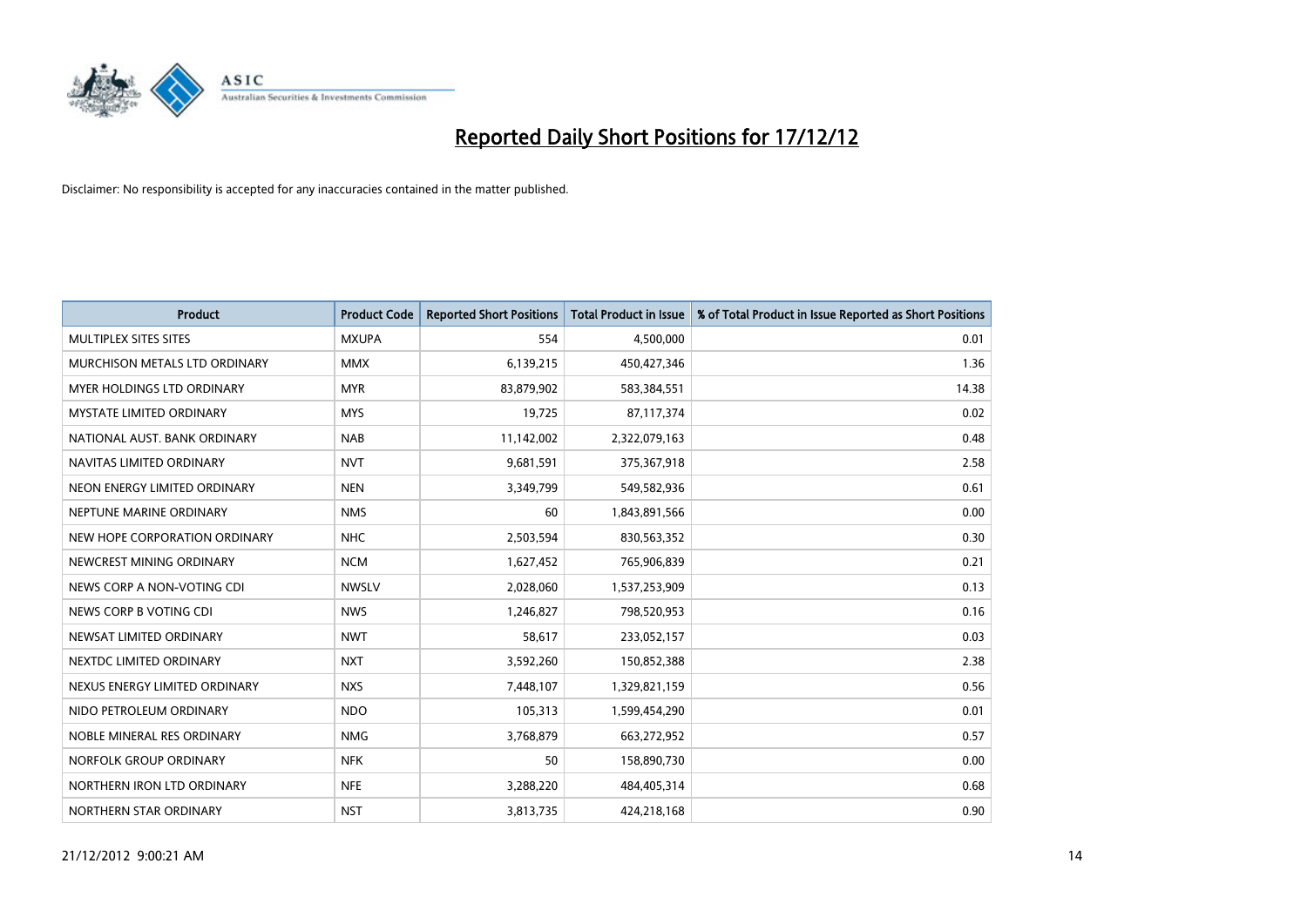# Reported Daily Short Positions for 17/12/12

Disclaimer: No responsibility is accepted for any inaccuracies contained in the matter published.

| Product | Product Code | Reported Short Positions | Total Product in Issue | % of Total Product in Issue Reported as Short Positions |
|---|---|---|---|---|
| MULTIPLEX SITES SITES | MXUPA | 554 | 4,500,000 | 0.01 |
| MURCHISON METALS LTD ORDINARY | MMX | 6,139,215 | 450,427,346 | 1.36 |
| MYER HOLDINGS LTD ORDINARY | MYR | 83,879,902 | 583,384,551 | 14.38 |
| MYSTATE LIMITED ORDINARY | MYS | 19,725 | 87,117,374 | 0.02 |
| NATIONAL AUST. BANK ORDINARY | NAB | 11,142,002 | 2,322,079,163 | 0.48 |
| NAVITAS LIMITED ORDINARY | NVT | 9,681,591 | 375,367,918 | 2.58 |
| NEON ENERGY LIMITED ORDINARY | NEN | 3,349,799 | 549,582,936 | 0.61 |
| NEPTUNE MARINE ORDINARY | NMS | 60 | 1,843,891,566 | 0.00 |
| NEW HOPE CORPORATION ORDINARY | NHC | 2,503,594 | 830,563,352 | 0.30 |
| NEWCREST MINING ORDINARY | NCM | 1,627,452 | 765,906,839 | 0.21 |
| NEWS CORP A NON-VOTING CDI | NWSLV | 2,028,060 | 1,537,253,909 | 0.13 |
| NEWS CORP B VOTING CDI | NWS | 1,246,827 | 798,520,953 | 0.16 |
| NEWSAT LIMITED ORDINARY | NWT | 58,617 | 233,052,157 | 0.03 |
| NEXTDC LIMITED ORDINARY | NXT | 3,592,260 | 150,852,388 | 2.38 |
| NEXUS ENERGY LIMITED ORDINARY | NXS | 7,448,107 | 1,329,821,159 | 0.56 |
| NIDO PETROLEUM ORDINARY | NDO | 105,313 | 1,599,454,290 | 0.01 |
| NOBLE MINERAL RES ORDINARY | NMG | 3,768,879 | 663,272,952 | 0.57 |
| NORFOLK GROUP ORDINARY | NFK | 50 | 158,890,730 | 0.00 |
| NORTHERN IRON LTD ORDINARY | NFE | 3,288,220 | 484,405,314 | 0.68 |
| NORTHERN STAR ORDINARY | NST | 3,813,735 | 424,218,168 | 0.90 |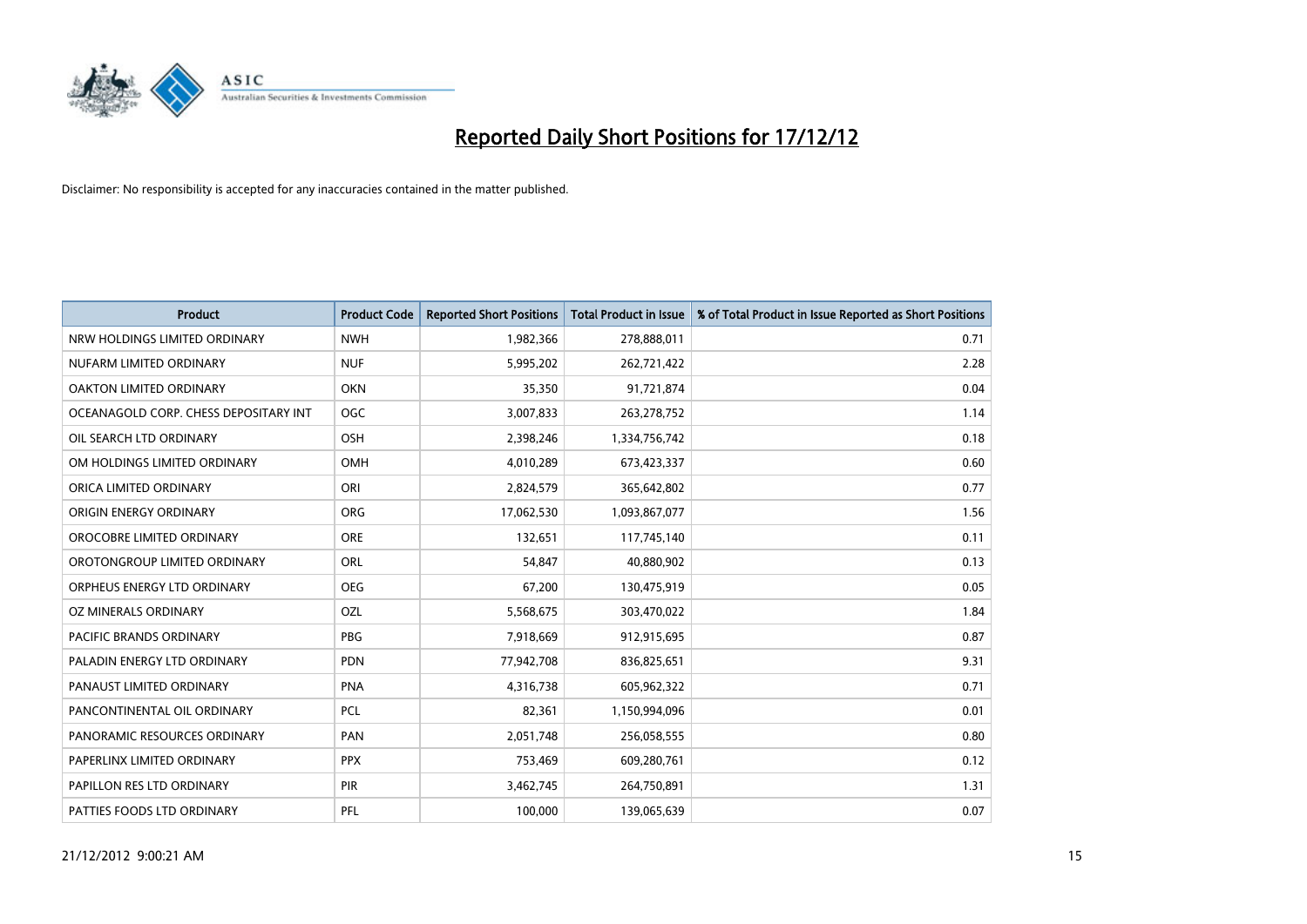# Reported Daily Short Positions for 17/12/12

Disclaimer: No responsibility is accepted for any inaccuracies contained in the matter published.

| Product | Product Code | Reported Short Positions | Total Product in Issue | % of Total Product in Issue Reported as Short Positions |
|---|---|---|---|---|
| NRW HOLDINGS LIMITED ORDINARY | NWH | 1,982,366 | 278,888,011 | 0.71 |
| NUFARM LIMITED ORDINARY | NUF | 5,995,202 | 262,721,422 | 2.28 |
| OAKTON LIMITED ORDINARY | OKN | 35,350 | 91,721,874 | 0.04 |
| OCEANAGOLD CORP. CHESS DEPOSITARY INT | OGC | 3,007,833 | 263,278,752 | 1.14 |
| OIL SEARCH LTD ORDINARY | OSH | 2,398,246 | 1,334,756,742 | 0.18 |
| OM HOLDINGS LIMITED ORDINARY | OMH | 4,010,289 | 673,423,337 | 0.60 |
| ORICA LIMITED ORDINARY | ORI | 2,824,579 | 365,642,802 | 0.77 |
| ORIGIN ENERGY ORDINARY | ORG | 17,062,530 | 1,093,867,077 | 1.56 |
| OROCOBRE LIMITED ORDINARY | ORE | 132,651 | 117,745,140 | 0.11 |
| OROTONGROUP LIMITED ORDINARY | ORL | 54,847 | 40,880,902 | 0.13 |
| ORPHEUS ENERGY LTD ORDINARY | OEG | 67,200 | 130,475,919 | 0.05 |
| OZ MINERALS ORDINARY | OZL | 5,568,675 | 303,470,022 | 1.84 |
| PACIFIC BRANDS ORDINARY | PBG | 7,918,669 | 912,915,695 | 0.87 |
| PALADIN ENERGY LTD ORDINARY | PDN | 77,942,708 | 836,825,651 | 9.31 |
| PANAUST LIMITED ORDINARY | PNA | 4,316,738 | 605,962,322 | 0.71 |
| PANCONTINENTAL OIL ORDINARY | PCL | 82,361 | 1,150,994,096 | 0.01 |
| PANORAMIC RESOURCES ORDINARY | PAN | 2,051,748 | 256,058,555 | 0.80 |
| PAPERLINX LIMITED ORDINARY | PPX | 753,469 | 609,280,761 | 0.12 |
| PAPILLON RES LTD ORDINARY | PIR | 3,462,745 | 264,750,891 | 1.31 |
| PATTIES FOODS LTD ORDINARY | PFL | 100,000 | 139,065,639 | 0.07 |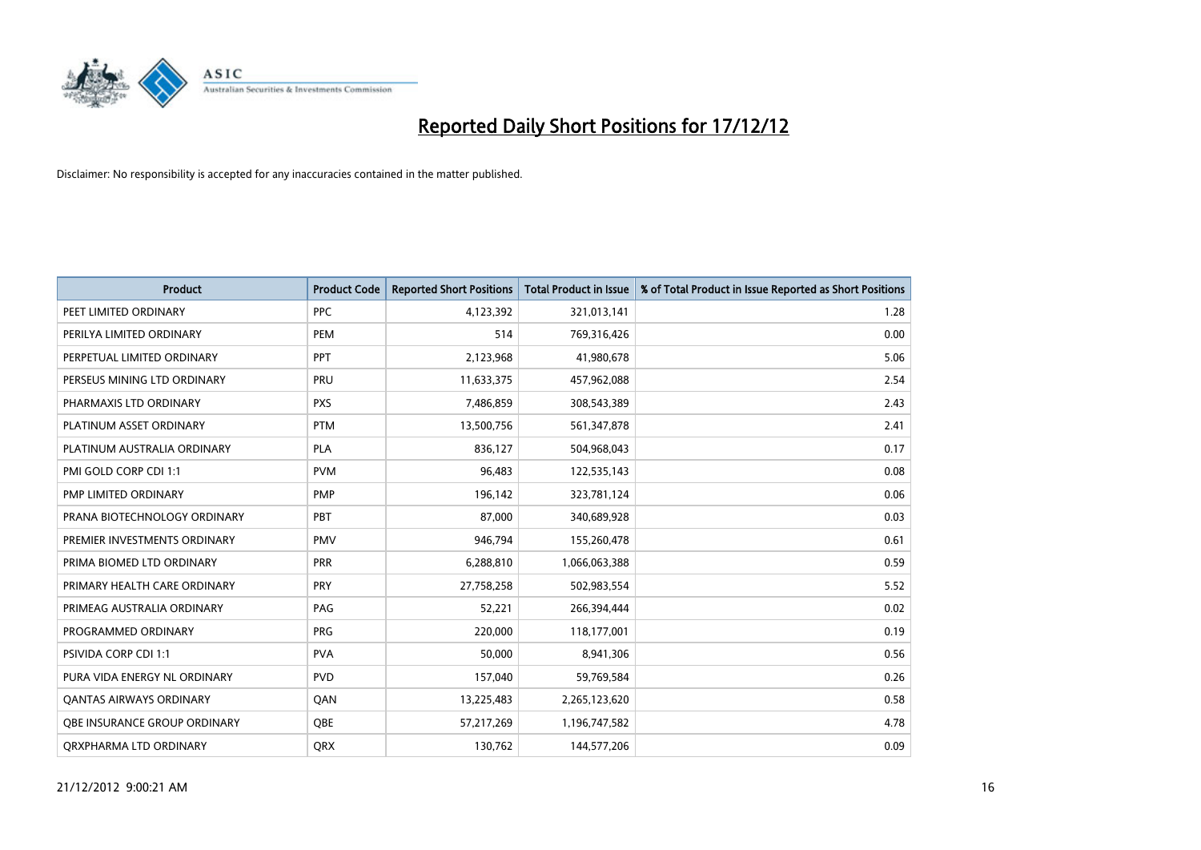# Reported Daily Short Positions for 17/12/12

Disclaimer: No responsibility is accepted for any inaccuracies contained in the matter published.

| Product | Product Code | Reported Short Positions | Total Product in Issue | % of Total Product in Issue Reported as Short Positions |
|---|---|---|---|---|
| PEET LIMITED ORDINARY | PPC | 4,123,392 | 321,013,141 | 1.28 |
| PERILYA LIMITED ORDINARY | PEM | 514 | 769,316,426 | 0.00 |
| PERPETUAL LIMITED ORDINARY | PPT | 2,123,968 | 41,980,678 | 5.06 |
| PERSEUS MINING LTD ORDINARY | PRU | 11,633,375 | 457,962,088 | 2.54 |
| PHARMAXIS LTD ORDINARY | PXS | 7,486,859 | 308,543,389 | 2.43 |
| PLATINUM ASSET ORDINARY | PTM | 13,500,756 | 561,347,878 | 2.41 |
| PLATINUM AUSTRALIA ORDINARY | PLA | 836,127 | 504,968,043 | 0.17 |
| PMI GOLD CORP CDI 1:1 | PVM | 96,483 | 122,535,143 | 0.08 |
| PMP LIMITED ORDINARY | PMP | 196,142 | 323,781,124 | 0.06 |
| PRANA BIOTECHNOLOGY ORDINARY | PBT | 87,000 | 340,689,928 | 0.03 |
| PREMIER INVESTMENTS ORDINARY | PMV | 946,794 | 155,260,478 | 0.61 |
| PRIMA BIOMED LTD ORDINARY | PRR | 6,288,810 | 1,066,063,388 | 0.59 |
| PRIMARY HEALTH CARE ORDINARY | PRY | 27,758,258 | 502,983,554 | 5.52 |
| PRIMEAG AUSTRALIA ORDINARY | PAG | 52,221 | 266,394,444 | 0.02 |
| PROGRAMMED ORDINARY | PRG | 220,000 | 118,177,001 | 0.19 |
| PSIVIDA CORP CDI 1:1 | PVA | 50,000 | 8,941,306 | 0.56 |
| PURA VIDA ENERGY NL ORDINARY | PVD | 157,040 | 59,769,584 | 0.26 |
| QANTAS AIRWAYS ORDINARY | QAN | 13,225,483 | 2,265,123,620 | 0.58 |
| QBE INSURANCE GROUP ORDINARY | QBE | 57,217,269 | 1,196,747,582 | 4.78 |
| QRXPHARMA LTD ORDINARY | QRX | 130,762 | 144,577,206 | 0.09 |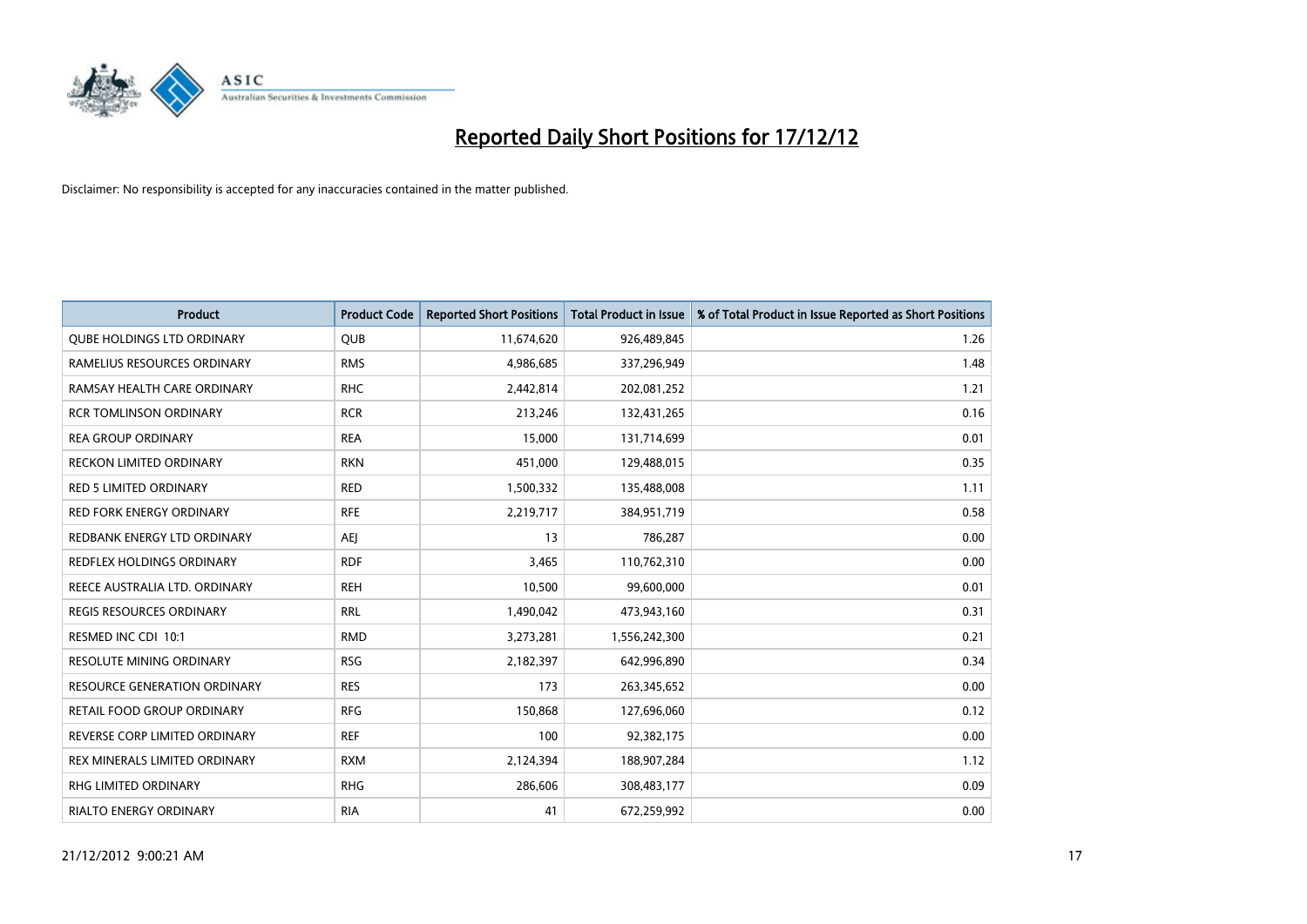# Reported Daily Short Positions for 17/12/12

Disclaimer: No responsibility is accepted for any inaccuracies contained in the matter published.

| Product | Product Code | Reported Short Positions | Total Product in Issue | % of Total Product in Issue Reported as Short Positions |
|---|---|---|---|---|
| QUBE HOLDINGS LTD ORDINARY | QUB | 11,674,620 | 926,489,845 | 1.26 |
| RAMELIUS RESOURCES ORDINARY | RMS | 4,986,685 | 337,296,949 | 1.48 |
| RAMSAY HEALTH CARE ORDINARY | RHC | 2,442,814 | 202,081,252 | 1.21 |
| RCR TOMLINSON ORDINARY | RCR | 213,246 | 132,431,265 | 0.16 |
| REA GROUP ORDINARY | REA | 15,000 | 131,714,699 | 0.01 |
| RECKON LIMITED ORDINARY | RKN | 451,000 | 129,488,015 | 0.35 |
| RED 5 LIMITED ORDINARY | RED | 1,500,332 | 135,488,008 | 1.11 |
| RED FORK ENERGY ORDINARY | RFE | 2,219,717 | 384,951,719 | 0.58 |
| REDBANK ENERGY LTD ORDINARY | AEJ | 13 | 786,287 | 0.00 |
| REDFLEX HOLDINGS ORDINARY | RDF | 3,465 | 110,762,310 | 0.00 |
| REECE AUSTRALIA LTD. ORDINARY | REH | 10,500 | 99,600,000 | 0.01 |
| REGIS RESOURCES ORDINARY | RRL | 1,490,042 | 473,943,160 | 0.31 |
| RESMED INC CDI 10:1 | RMD | 3,273,281 | 1,556,242,300 | 0.21 |
| RESOLUTE MINING ORDINARY | RSG | 2,182,397 | 642,996,890 | 0.34 |
| RESOURCE GENERATION ORDINARY | RES | 173 | 263,345,652 | 0.00 |
| RETAIL FOOD GROUP ORDINARY | RFG | 150,868 | 127,696,060 | 0.12 |
| REVERSE CORP LIMITED ORDINARY | REF | 100 | 92,382,175 | 0.00 |
| REX MINERALS LIMITED ORDINARY | RXM | 2,124,394 | 188,907,284 | 1.12 |
| RHG LIMITED ORDINARY | RHG | 286,606 | 308,483,177 | 0.09 |
| RIALTO ENERGY ORDINARY | RIA | 41 | 672,259,992 | 0.00 |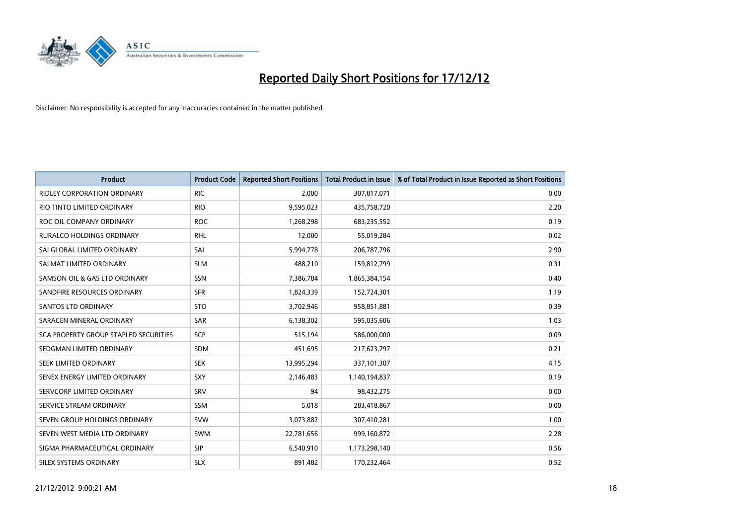# Reported Daily Short Positions for 17/12/12

Disclaimer: No responsibility is accepted for any inaccuracies contained in the matter published.

| Product | Product Code | Reported Short Positions | Total Product in Issue | % of Total Product in Issue Reported as Short Positions |
|---|---|---|---|---|
| RIDLEY CORPORATION ORDINARY | RIC | 2,000 | 307,817,071 | 0.00 |
| RIO TINTO LIMITED ORDINARY | RIO | 9,595,023 | 435,758,720 | 2.20 |
| ROC OIL COMPANY ORDINARY | ROC | 1,268,298 | 683,235,552 | 0.19 |
| RURALCO HOLDINGS ORDINARY | RHL | 12,000 | 55,019,284 | 0.02 |
| SAI GLOBAL LIMITED ORDINARY | SAI | 5,994,778 | 206,787,796 | 2.90 |
| SALMAT LIMITED ORDINARY | SLM | 488,210 | 159,812,799 | 0.31 |
| SAMSON OIL & GAS LTD ORDINARY | SSN | 7,386,784 | 1,865,384,154 | 0.40 |
| SANDFIRE RESOURCES ORDINARY | SFR | 1,824,339 | 152,724,301 | 1.19 |
| SANTOS LTD ORDINARY | STO | 3,702,946 | 958,851,881 | 0.39 |
| SARACEN MINERAL ORDINARY | SAR | 6,138,302 | 595,035,606 | 1.03 |
| SCA PROPERTY GROUP STAPLED SECURITIES | SCP | 515,194 | 586,000,000 | 0.09 |
| SEDGMAN LIMITED ORDINARY | SDM | 451,695 | 217,623,797 | 0.21 |
| SEEK LIMITED ORDINARY | SEK | 13,995,294 | 337,101,307 | 4.15 |
| SENEX ENERGY LIMITED ORDINARY | SXY | 2,146,483 | 1,140,194,837 | 0.19 |
| SERVCORP LIMITED ORDINARY | SRV | 94 | 98,432,275 | 0.00 |
| SERVICE STREAM ORDINARY | SSM | 5,018 | 283,418,867 | 0.00 |
| SEVEN GROUP HOLDINGS ORDINARY | SVW | 3,073,882 | 307,410,281 | 1.00 |
| SEVEN WEST MEDIA LTD ORDINARY | SWM | 22,781,656 | 999,160,872 | 2.28 |
| SIGMA PHARMACEUTICAL ORDINARY | SIP | 6,540,910 | 1,173,298,140 | 0.56 |
| SILEX SYSTEMS ORDINARY | SLX | 891,482 | 170,232,464 | 0.52 |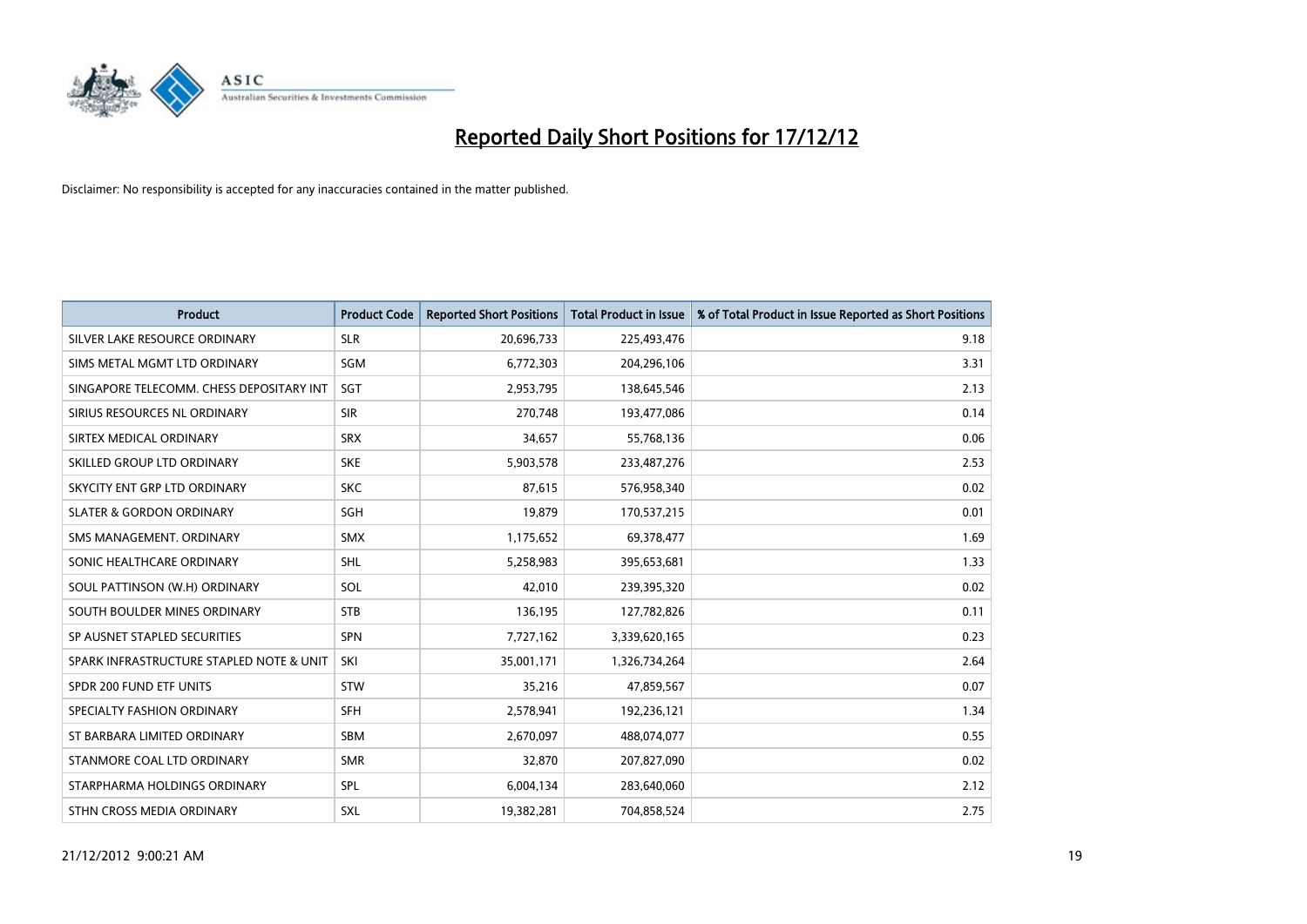# Reported Daily Short Positions for 17/12/12

Disclaimer: No responsibility is accepted for any inaccuracies contained in the matter published.

| Product | Product Code | Reported Short Positions | Total Product in Issue | % of Total Product in Issue Reported as Short Positions |
|---|---|---|---|---|
| SILVER LAKE RESOURCE ORDINARY | SLR | 20,696,733 | 225,493,476 | 9.18 |
| SIMS METAL MGMT LTD ORDINARY | SGM | 6,772,303 | 204,296,106 | 3.31 |
| SINGAPORE TELECOMM. CHESS DEPOSITARY INT | SGT | 2,953,795 | 138,645,546 | 2.13 |
| SIRIUS RESOURCES NL ORDINARY | SIR | 270,748 | 193,477,086 | 0.14 |
| SIRTEX MEDICAL ORDINARY | SRX | 34,657 | 55,768,136 | 0.06 |
| SKILLED GROUP LTD ORDINARY | SKE | 5,903,578 | 233,487,276 | 2.53 |
| SKYCITY ENT GRP LTD ORDINARY | SKC | 87,615 | 576,958,340 | 0.02 |
| SLATER & GORDON ORDINARY | SGH | 19,879 | 170,537,215 | 0.01 |
| SMS MANAGEMENT. ORDINARY | SMX | 1,175,652 | 69,378,477 | 1.69 |
| SONIC HEALTHCARE ORDINARY | SHL | 5,258,983 | 395,653,681 | 1.33 |
| SOUL PATTINSON (W.H) ORDINARY | SOL | 42,010 | 239,395,320 | 0.02 |
| SOUTH BOULDER MINES ORDINARY | STB | 136,195 | 127,782,826 | 0.11 |
| SP AUSNET STAPLED SECURITIES | SPN | 7,727,162 | 3,339,620,165 | 0.23 |
| SPARK INFRASTRUCTURE STAPLED NOTE & UNIT | SKI | 35,001,171 | 1,326,734,264 | 2.64 |
| SPDR 200 FUND ETF UNITS | STW | 35,216 | 47,859,567 | 0.07 |
| SPECIALTY FASHION ORDINARY | SFH | 2,578,941 | 192,236,121 | 1.34 |
| ST BARBARA LIMITED ORDINARY | SBM | 2,670,097 | 488,074,077 | 0.55 |
| STANMORE COAL LTD ORDINARY | SMR | 32,870 | 207,827,090 | 0.02 |
| STARPHARMA HOLDINGS ORDINARY | SPL | 6,004,134 | 283,640,060 | 2.12 |
| STHN CROSS MEDIA ORDINARY | SXL | 19,382,281 | 704,858,524 | 2.75 |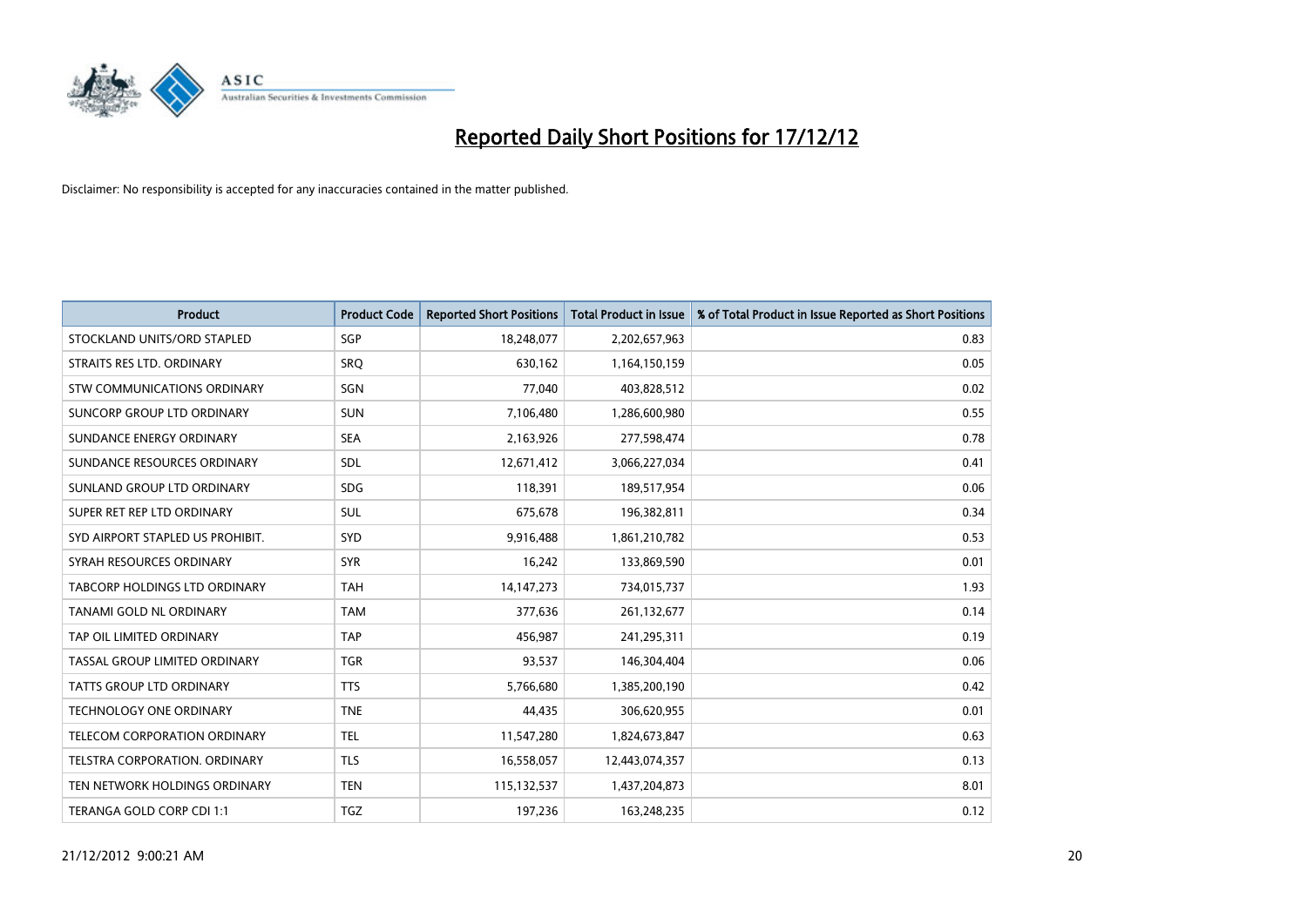# Reported Daily Short Positions for 17/12/12

Disclaimer: No responsibility is accepted for any inaccuracies contained in the matter published.

| Product | Product Code | Reported Short Positions | Total Product in Issue | % of Total Product in Issue Reported as Short Positions |
|---|---|---|---|---|
| STOCKLAND UNITS/ORD STAPLED | SGP | 18,248,077 | 2,202,657,963 | 0.83 |
| STRAITS RES LTD. ORDINARY | SRQ | 630,162 | 1,164,150,159 | 0.05 |
| STW COMMUNICATIONS ORDINARY | SGN | 77,040 | 403,828,512 | 0.02 |
| SUNCORP GROUP LTD ORDINARY | SUN | 7,106,480 | 1,286,600,980 | 0.55 |
| SUNDANCE ENERGY ORDINARY | SEA | 2,163,926 | 277,598,474 | 0.78 |
| SUNDANCE RESOURCES ORDINARY | SDL | 12,671,412 | 3,066,227,034 | 0.41 |
| SUNLAND GROUP LTD ORDINARY | SDG | 118,391 | 189,517,954 | 0.06 |
| SUPER RET REP LTD ORDINARY | SUL | 675,678 | 196,382,811 | 0.34 |
| SYD AIRPORT STAPLED US PROHIBIT. | SYD | 9,916,488 | 1,861,210,782 | 0.53 |
| SYRAH RESOURCES ORDINARY | SYR | 16,242 | 133,869,590 | 0.01 |
| TABCORP HOLDINGS LTD ORDINARY | TAH | 14,147,273 | 734,015,737 | 1.93 |
| TANAMI GOLD NL ORDINARY | TAM | 377,636 | 261,132,677 | 0.14 |
| TAP OIL LIMITED ORDINARY | TAP | 456,987 | 241,295,311 | 0.19 |
| TASSAL GROUP LIMITED ORDINARY | TGR | 93,537 | 146,304,404 | 0.06 |
| TATTS GROUP LTD ORDINARY | TTS | 5,766,680 | 1,385,200,190 | 0.42 |
| TECHNOLOGY ONE ORDINARY | TNE | 44,435 | 306,620,955 | 0.01 |
| TELECOM CORPORATION ORDINARY | TEL | 11,547,280 | 1,824,673,847 | 0.63 |
| TELSTRA CORPORATION. ORDINARY | TLS | 16,558,057 | 12,443,074,357 | 0.13 |
| TEN NETWORK HOLDINGS ORDINARY | TEN | 115,132,537 | 1,437,204,873 | 8.01 |
| TERANGA GOLD CORP CDI 1:1 | TGZ | 197,236 | 163,248,235 | 0.12 |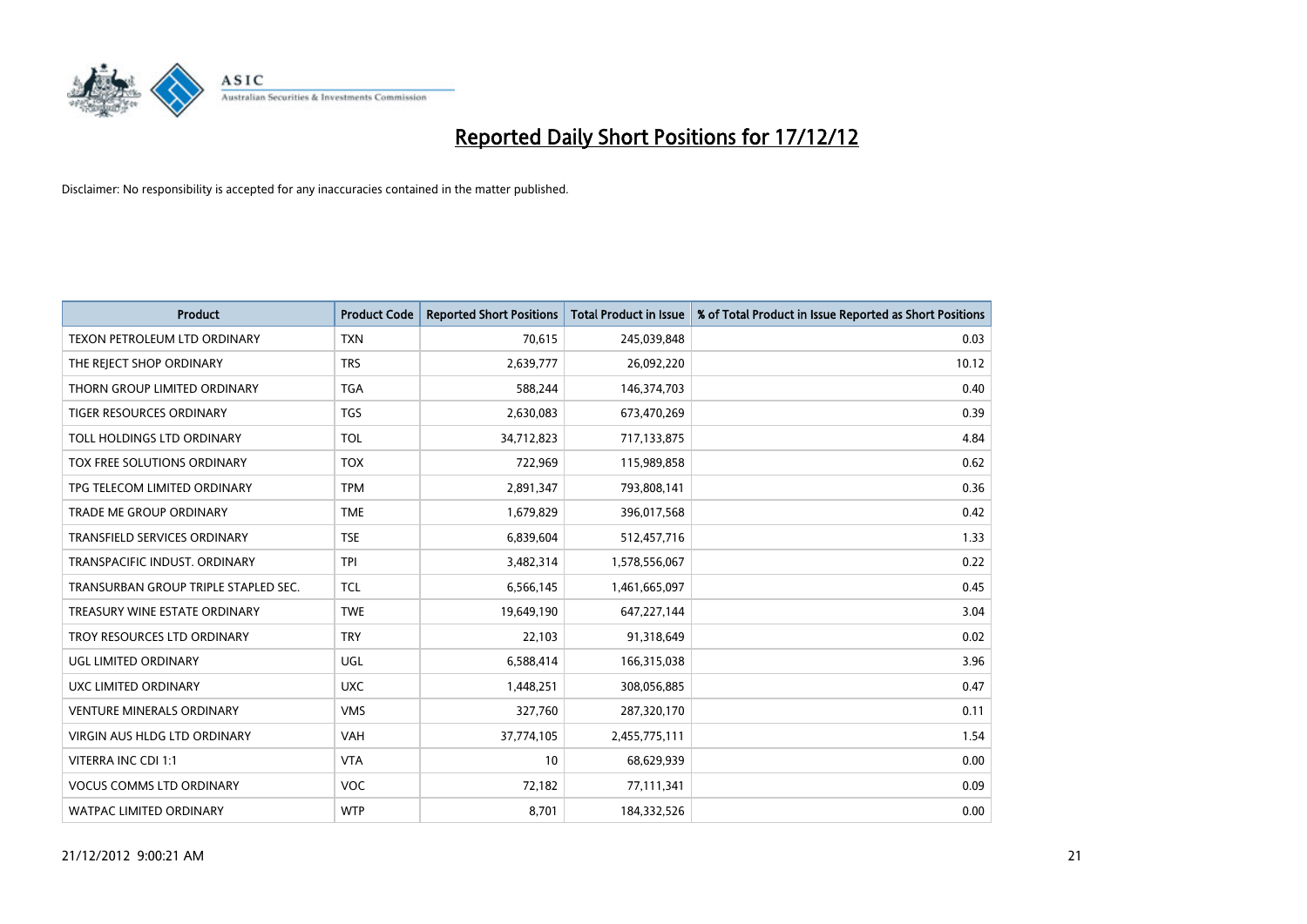# Reported Daily Short Positions for 17/12/12

Disclaimer: No responsibility is accepted for any inaccuracies contained in the matter published.

| Product | Product Code | Reported Short Positions | Total Product in Issue | % of Total Product in Issue Reported as Short Positions |
|---|---|---|---|---|
| TEXON PETROLEUM LTD ORDINARY | TXN | 70,615 | 245,039,848 | 0.03 |
| THE REJECT SHOP ORDINARY | TRS | 2,639,777 | 26,092,220 | 10.12 |
| THORN GROUP LIMITED ORDINARY | TGA | 588,244 | 146,374,703 | 0.40 |
| TIGER RESOURCES ORDINARY | TGS | 2,630,083 | 673,470,269 | 0.39 |
| TOLL HOLDINGS LTD ORDINARY | TOL | 34,712,823 | 717,133,875 | 4.84 |
| TOX FREE SOLUTIONS ORDINARY | TOX | 722,969 | 115,989,858 | 0.62 |
| TPG TELECOM LIMITED ORDINARY | TPM | 2,891,347 | 793,808,141 | 0.36 |
| TRADE ME GROUP ORDINARY | TME | 1,679,829 | 396,017,568 | 0.42 |
| TRANSFIELD SERVICES ORDINARY | TSE | 6,839,604 | 512,457,716 | 1.33 |
| TRANSPACIFIC INDUST. ORDINARY | TPI | 3,482,314 | 1,578,556,067 | 0.22 |
| TRANSURBAN GROUP TRIPLE STAPLED SEC. | TCL | 6,566,145 | 1,461,665,097 | 0.45 |
| TREASURY WINE ESTATE ORDINARY | TWE | 19,649,190 | 647,227,144 | 3.04 |
| TROY RESOURCES LTD ORDINARY | TRY | 22,103 | 91,318,649 | 0.02 |
| UGL LIMITED ORDINARY | UGL | 6,588,414 | 166,315,038 | 3.96 |
| UXC LIMITED ORDINARY | UXC | 1,448,251 | 308,056,885 | 0.47 |
| VENTURE MINERALS ORDINARY | VMS | 327,760 | 287,320,170 | 0.11 |
| VIRGIN AUS HLDG LTD ORDINARY | VAH | 37,774,105 | 2,455,775,111 | 1.54 |
| VITERRA INC CDI 1:1 | VTA | 10 | 68,629,939 | 0.00 |
| VOCUS COMMS LTD ORDINARY | VOC | 72,182 | 77,111,341 | 0.09 |
| WATPAC LIMITED ORDINARY | WTP | 8,701 | 184,332,526 | 0.00 |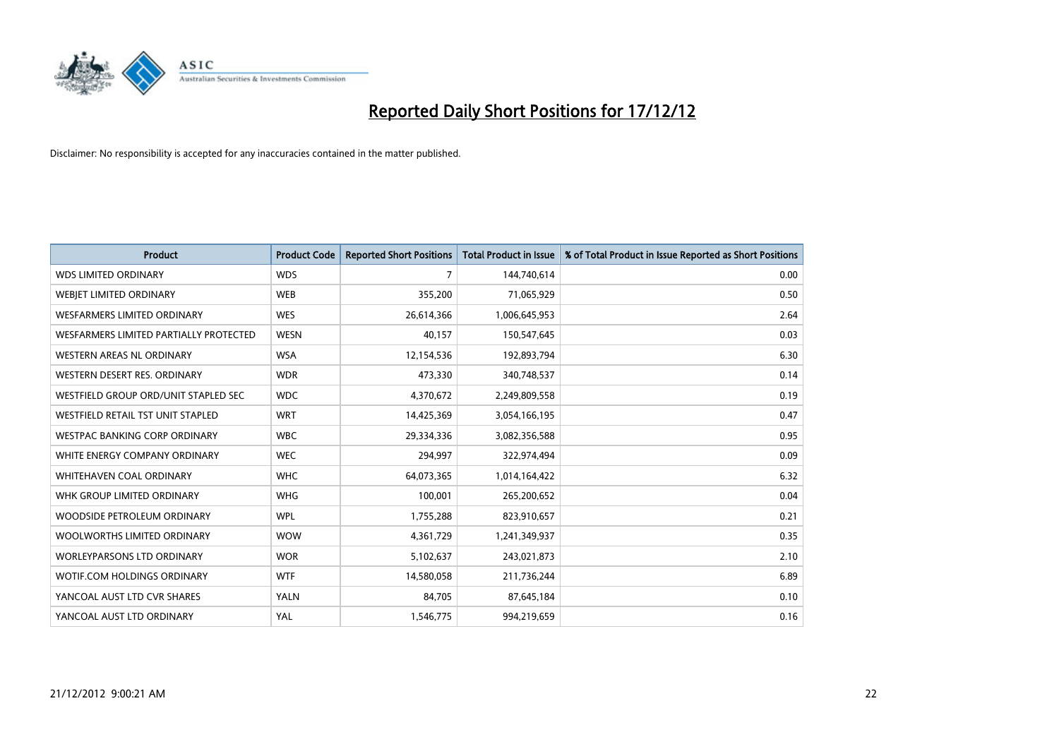# Reported Daily Short Positions for 17/12/12

Disclaimer: No responsibility is accepted for any inaccuracies contained in the matter published.

| Product | Product Code | Reported Short Positions | Total Product in Issue | % of Total Product in Issue Reported as Short Positions |
|---|---|---|---|---|
| WDS LIMITED ORDINARY | WDS | 7 | 144,740,614 | 0.00 |
| WEBJET LIMITED ORDINARY | WEB | 355,200 | 71,065,929 | 0.50 |
| WESFARMERS LIMITED ORDINARY | WES | 26,614,366 | 1,006,645,953 | 2.64 |
| WESFARMERS LIMITED PARTIALLY PROTECTED | WESN | 40,157 | 150,547,645 | 0.03 |
| WESTERN AREAS NL ORDINARY | WSA | 12,154,536 | 192,893,794 | 6.30 |
| WESTERN DESERT RES. ORDINARY | WDR | 473,330 | 340,748,537 | 0.14 |
| WESTFIELD GROUP ORD/UNIT STAPLED SEC | WDC | 4,370,672 | 2,249,809,558 | 0.19 |
| WESTFIELD RETAIL TST UNIT STAPLED | WRT | 14,425,369 | 3,054,166,195 | 0.47 |
| WESTPAC BANKING CORP ORDINARY | WBC | 29,334,336 | 3,082,356,588 | 0.95 |
| WHITE ENERGY COMPANY ORDINARY | WEC | 294,997 | 322,974,494 | 0.09 |
| WHITEHAVEN COAL ORDINARY | WHC | 64,073,365 | 1,014,164,422 | 6.32 |
| WHK GROUP LIMITED ORDINARY | WHG | 100,001 | 265,200,652 | 0.04 |
| WOODSIDE PETROLEUM ORDINARY | WPL | 1,755,288 | 823,910,657 | 0.21 |
| WOOLWORTHS LIMITED ORDINARY | WOW | 4,361,729 | 1,241,349,937 | 0.35 |
| WORLEYPARSONS LTD ORDINARY | WOR | 5,102,637 | 243,021,873 | 2.10 |
| WOTIF.COM HOLDINGS ORDINARY | WTF | 14,580,058 | 211,736,244 | 6.89 |
| YANCOAL AUST LTD CVR SHARES | YALN | 84,705 | 87,645,184 | 0.10 |
| YANCOAL AUST LTD ORDINARY | YAL | 1,546,775 | 994,219,659 | 0.16 |